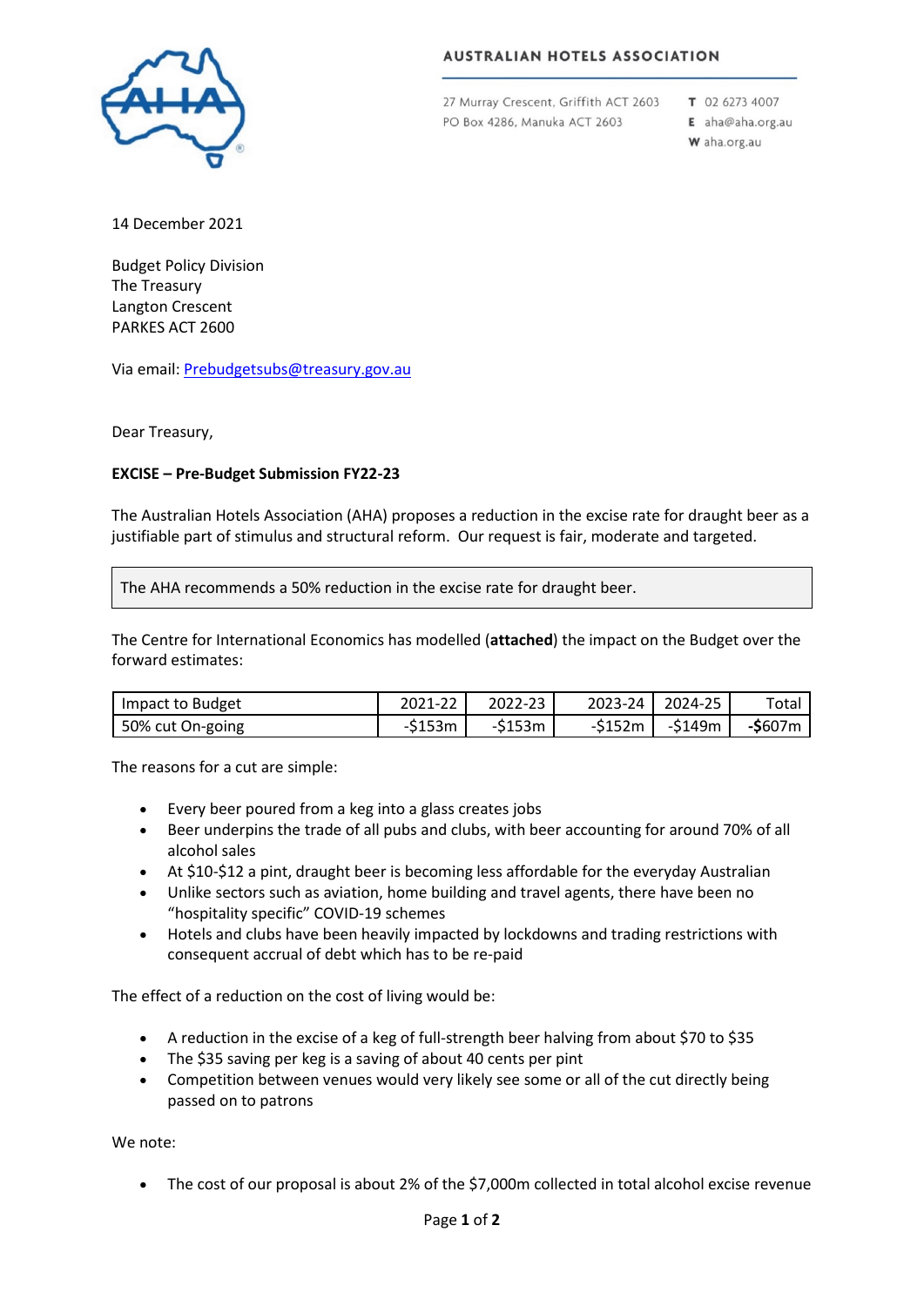**AUSTRALIAN HOTELS ASSOCIATION**

27 Murray Crescent, Griffith ACT 2603
PO Box 4286, Manuka ACT 2603

T 02 6273 4007
E aha@aha.org.au
W aha.org.au

14 December 2021

Budget Policy Division
The Treasury
Langton Crescent
PARKES ACT 2600

Via email: Prebudgetsubs@treasury.gov.au

Dear Treasury,

**EXCISE – Pre-Budget Submission FY22-23**

The Australian Hotels Association (AHA) proposes a reduction in the excise rate for draught beer as a justifiable part of stimulus and structural reform. Our request is fair, moderate and targeted.

> The AHA recommends a 50% reduction in the excise rate for draught beer.

The Centre for International Economics has modelled (**attached**) the impact on the Budget over the forward estimates:

| Impact to Budget | 2021-22 | 2022-23 | 2023-24 | 2024-25 | Total |
|---|---|---|---|---|---|
| 50% cut On-going | -$153m | -$153m | -$152m | -$149m | **-$607m** |

The reasons for a cut are simple:

- Every beer poured from a keg into a glass creates jobs
- Beer underpins the trade of all pubs and clubs, with beer accounting for around 70% of all alcohol sales
- At $10-$12 a pint, draught beer is becoming less affordable for the everyday Australian
- Unlike sectors such as aviation, home building and travel agents, there have been no "hospitality specific" COVID-19 schemes
- Hotels and clubs have been heavily impacted by lockdowns and trading restrictions with consequent accrual of debt which has to be re-paid

The effect of a reduction on the cost of living would be:

- A reduction in the excise of a keg of full-strength beer halving from about $70 to $35
- The $35 saving per keg is a saving of about 40 cents per pint
- Competition between venues would very likely see some or all of the cut directly being passed on to patrons

We note:

- The cost of our proposal is about 2% of the $7,000m collected in total alcohol excise revenue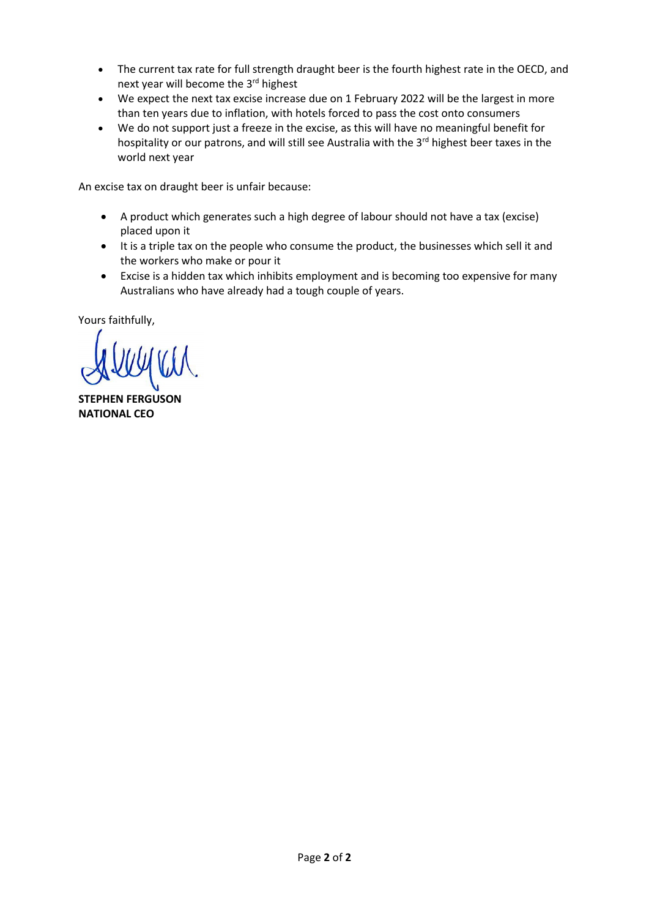- The current tax rate for full strength draught beer is the fourth highest rate in the OECD, and next year will become the 3rd highest
- We expect the next tax excise increase due on 1 February 2022 will be the largest in more than ten years due to inflation, with hotels forced to pass the cost onto consumers
- We do not support just a freeze in the excise, as this will have no meaningful benefit for hospitality or our patrons, and will still see Australia with the 3rd highest beer taxes in the world next year

An excise tax on draught beer is unfair because:

- A product which generates such a high degree of labour should not have a tax (excise) placed upon it
- It is a triple tax on the people who consume the product, the businesses which sell it and the workers who make or pour it
- Excise is a hidden tax which inhibits employment and is becoming too expensive for many Australians who have already had a tough couple of years.

Yours faithfully,

**STEPHEN FERGUSON**
**NATIONAL CEO**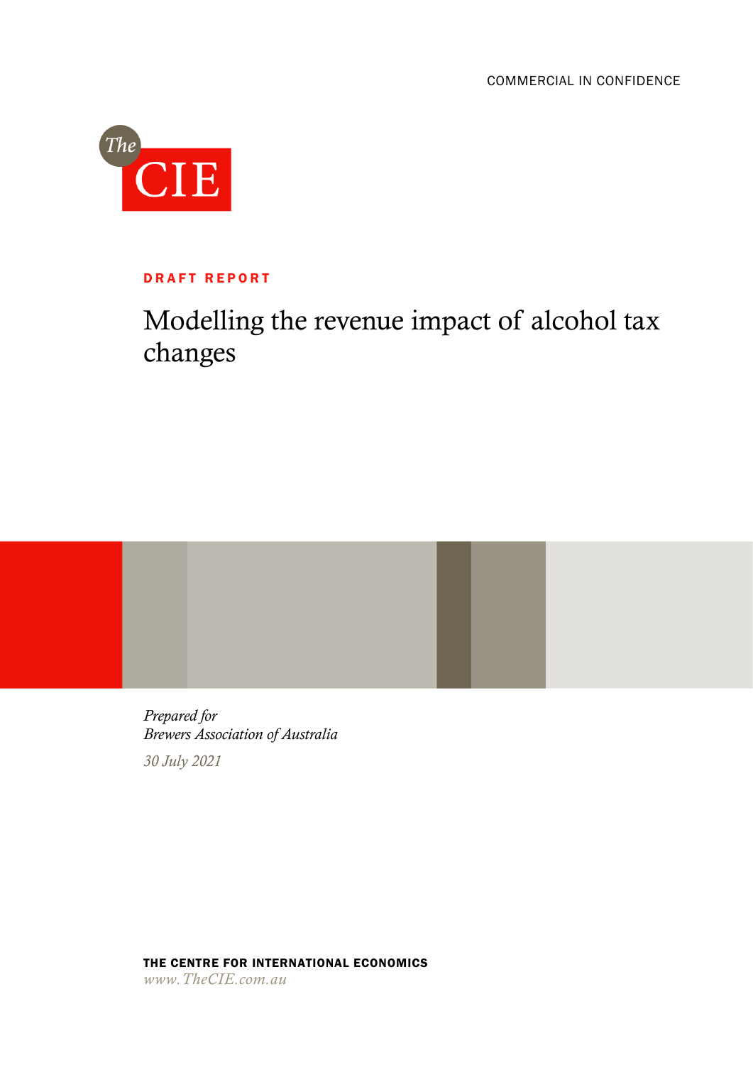COMMERCIAL IN CONFIDENCE

The CIE

**DRAFT REPORT**

# Modelling the revenue impact of alcohol tax changes

*Prepared for*
*Brewers Association of Australia*

*30 July 2021*

**THE CENTRE FOR INTERNATIONAL ECONOMICS**
*www.TheCIE.com.au*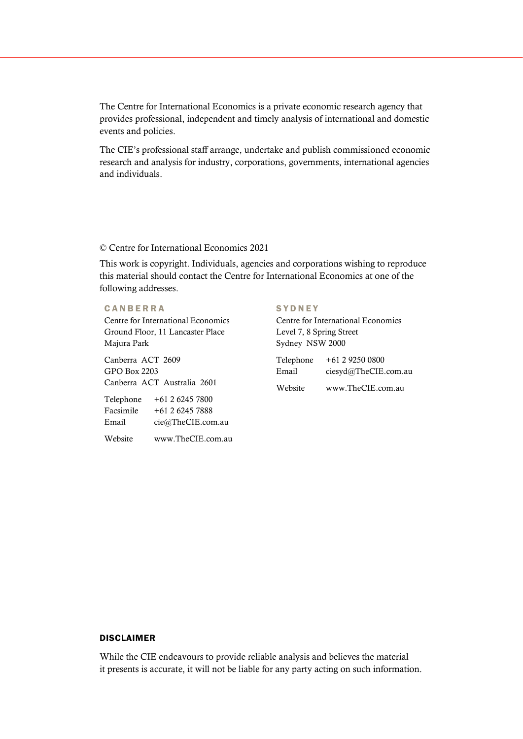The Centre for International Economics is a private economic research agency that provides professional, independent and timely analysis of international and domestic events and policies.

The CIE's professional staff arrange, undertake and publish commissioned economic research and analysis for industry, corporations, governments, international agencies and individuals.

© Centre for International Economics 2021

This work is copyright. Individuals, agencies and corporations wishing to reproduce this material should contact the Centre for International Economics at one of the following addresses.

**CANBERRA**

Centre for International Economics
Ground Floor, 11 Lancaster Place
Majura Park

Canberra ACT 2609
GPO Box 2203
Canberra ACT Australia 2601

Telephone +61 2 6245 7800
Facsimile +61 2 6245 7888
Email cie@TheCIE.com.au

Website www.TheCIE.com.au

**SYDNEY**

Centre for International Economics
Level 7, 8 Spring Street
Sydney NSW 2000

Telephone +61 2 9250 0800
Email ciesyd@TheCIE.com.au

Website www.TheCIE.com.au

**DISCLAIMER**

While the CIE endeavours to provide reliable analysis and believes the material it presents is accurate, it will not be liable for any party acting on such information.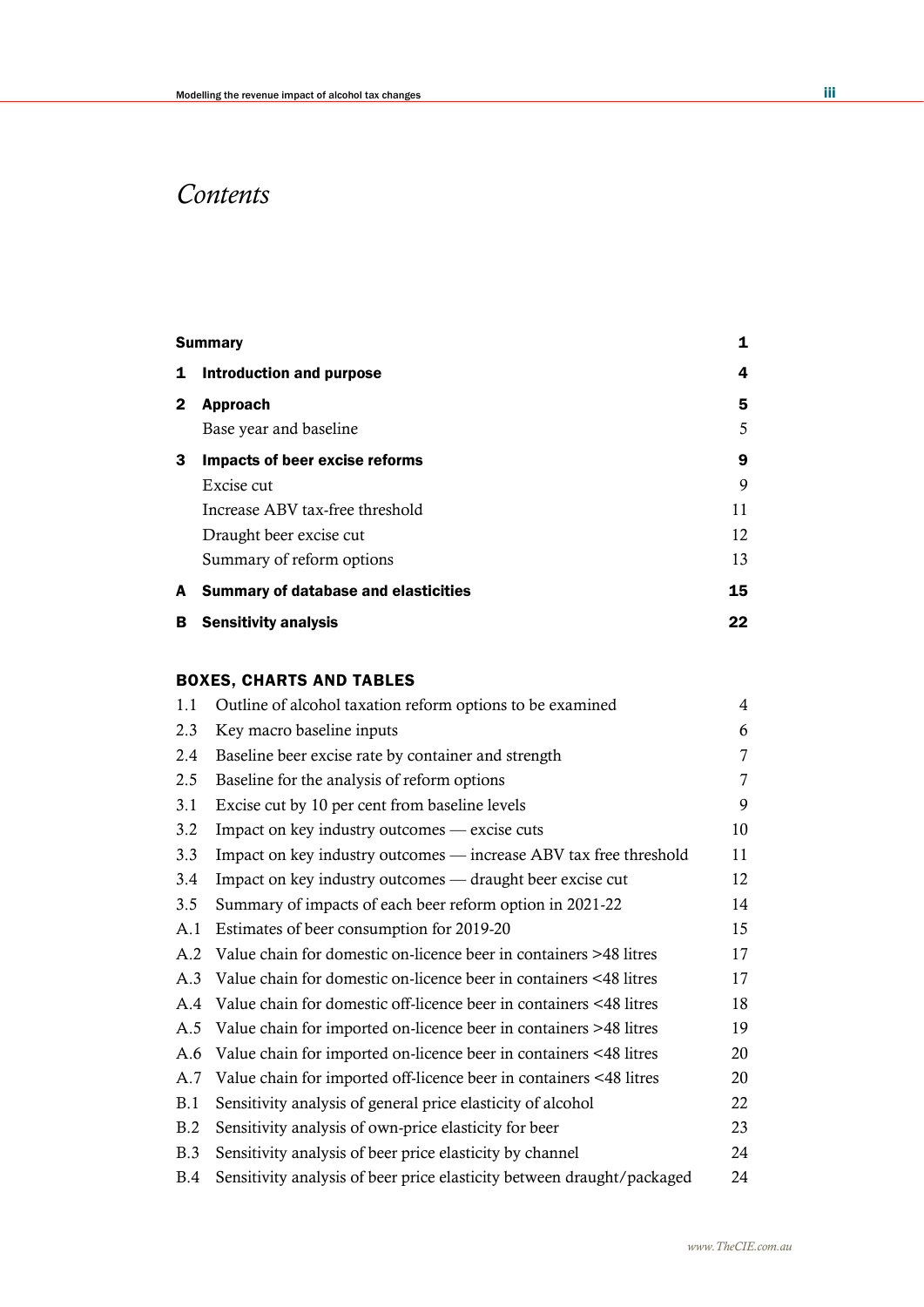# Contents

| | | |
|---|---|---|
| **Summary** | | **1** |
| **1** | **Introduction and purpose** | **4** |
| **2** | **Approach** | **5** |
| | Base year and baseline | 5 |
| **3** | **Impacts of beer excise reforms** | **9** |
| | Excise cut | 9 |
| | Increase ABV tax-free threshold | 11 |
| | Draught beer excise cut | 12 |
| | Summary of reform options | 13 |
| **A** | **Summary of database and elasticities** | **15** |
| **B** | **Sensitivity analysis** | **22** |

## BOXES, CHARTS AND TABLES

| | | |
|---|---|---|
| 1.1 | Outline of alcohol taxation reform options to be examined | 4 |
| 2.3 | Key macro baseline inputs | 6 |
| 2.4 | Baseline beer excise rate by container and strength | 7 |
| 2.5 | Baseline for the analysis of reform options | 7 |
| 3.1 | Excise cut by 10 per cent from baseline levels | 9 |
| 3.2 | Impact on key industry outcomes — excise cuts | 10 |
| 3.3 | Impact on key industry outcomes — increase ABV tax free threshold | 11 |
| 3.4 | Impact on key industry outcomes — draught beer excise cut | 12 |
| 3.5 | Summary of impacts of each beer reform option in 2021-22 | 14 |
| A.1 | Estimates of beer consumption for 2019-20 | 15 |
| A.2 | Value chain for domestic on-licence beer in containers >48 litres | 17 |
| A.3 | Value chain for domestic on-licence beer in containers <48 litres | 17 |
| A.4 | Value chain for domestic off-licence beer in containers <48 litres | 18 |
| A.5 | Value chain for imported on-licence beer in containers >48 litres | 19 |
| A.6 | Value chain for imported on-licence beer in containers <48 litres | 20 |
| A.7 | Value chain for imported off-licence beer in containers <48 litres | 20 |
| B.1 | Sensitivity analysis of general price elasticity of alcohol | 22 |
| B.2 | Sensitivity analysis of own-price elasticity for beer | 23 |
| B.3 | Sensitivity analysis of beer price elasticity by channel | 24 |
| B.4 | Sensitivity analysis of beer price elasticity between draught/packaged | 24 |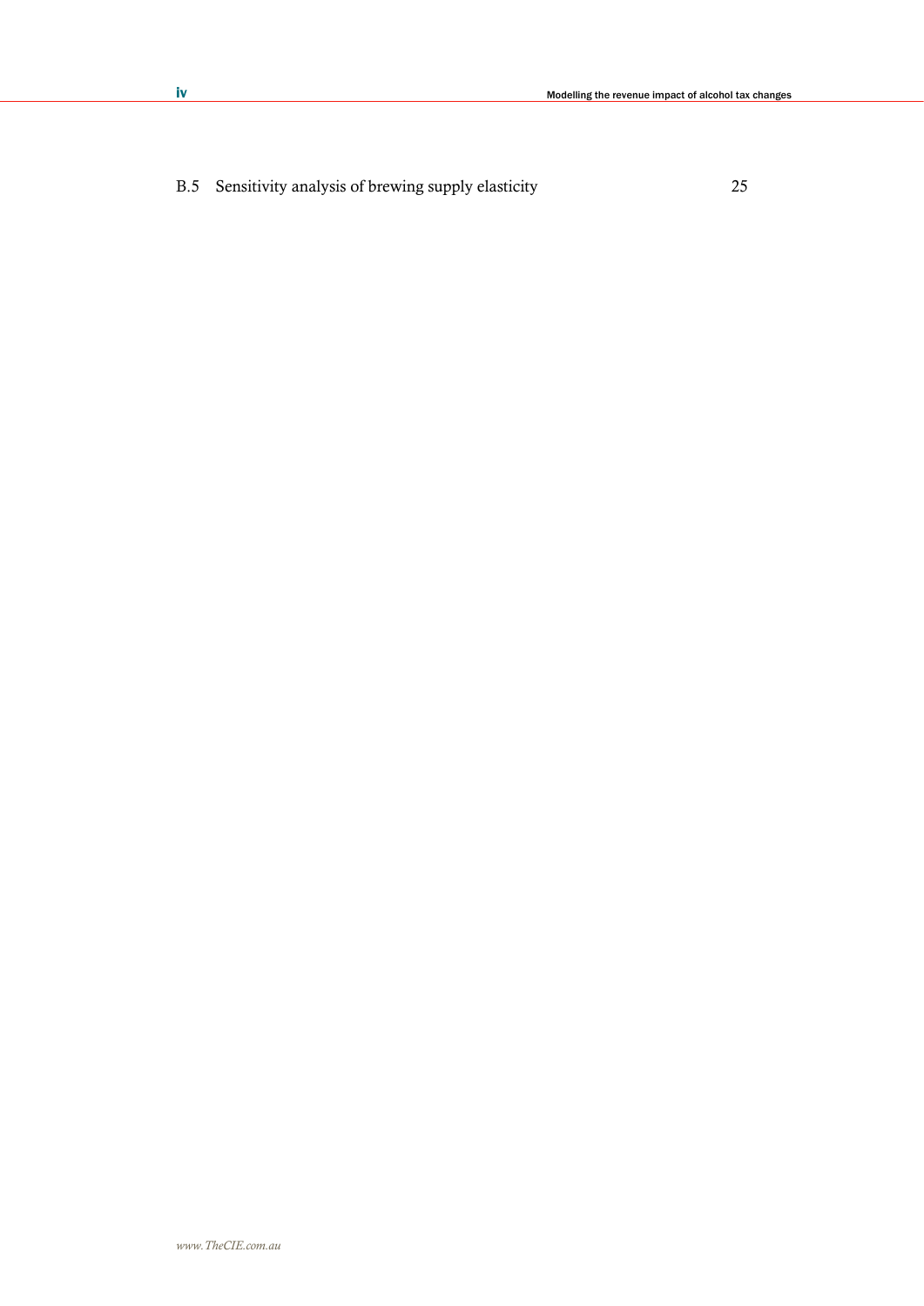B.5 Sensitivity analysis of brewing supply elasticity 25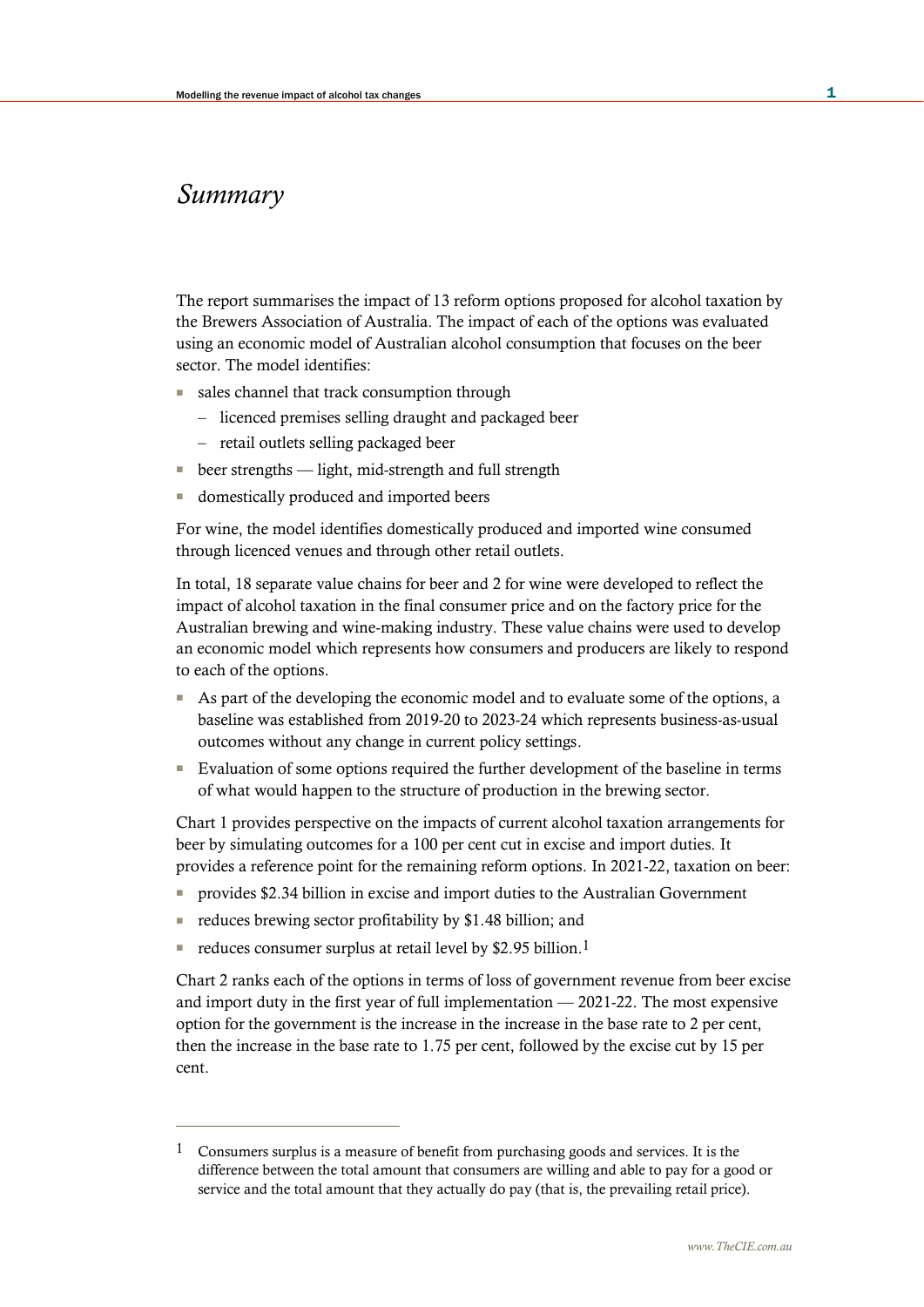# *Summary*

The report summarises the impact of 13 reform options proposed for alcohol taxation by the Brewers Association of Australia. The impact of each of the options was evaluated using an economic model of Australian alcohol consumption that focuses on the beer sector. The model identifies:

- sales channel that track consumption through
  - licenced premises selling draught and packaged beer
  - retail outlets selling packaged beer
- beer strengths — light, mid-strength and full strength
- domestically produced and imported beers

For wine, the model identifies domestically produced and imported wine consumed through licenced venues and through other retail outlets.

In total, 18 separate value chains for beer and 2 for wine were developed to reflect the impact of alcohol taxation in the final consumer price and on the factory price for the Australian brewing and wine-making industry. These value chains were used to develop an economic model which represents how consumers and producers are likely to respond to each of the options.

- As part of the developing the economic model and to evaluate some of the options, a baseline was established from 2019-20 to 2023-24 which represents business-as-usual outcomes without any change in current policy settings.
- Evaluation of some options required the further development of the baseline in terms of what would happen to the structure of production in the brewing sector.

Chart 1 provides perspective on the impacts of current alcohol taxation arrangements for beer by simulating outcomes for a 100 per cent cut in excise and import duties. It provides a reference point for the remaining reform options. In 2021-22, taxation on beer:

- provides $2.34 billion in excise and import duties to the Australian Government
- reduces brewing sector profitability by $1.48 billion; and
- reduces consumer surplus at retail level by $2.95 billion.[1]

Chart 2 ranks each of the options in terms of loss of government revenue from beer excise and import duty in the first year of full implementation — 2021-22. The most expensive option for the government is the increase in the increase in the base rate to 2 per cent, then the increase in the base rate to 1.75 per cent, followed by the excise cut by 15 per cent.

---

[1] Consumers surplus is a measure of benefit from purchasing goods and services. It is the difference between the total amount that consumers are willing and able to pay for a good or service and the total amount that they actually do pay (that is, the prevailing retail price).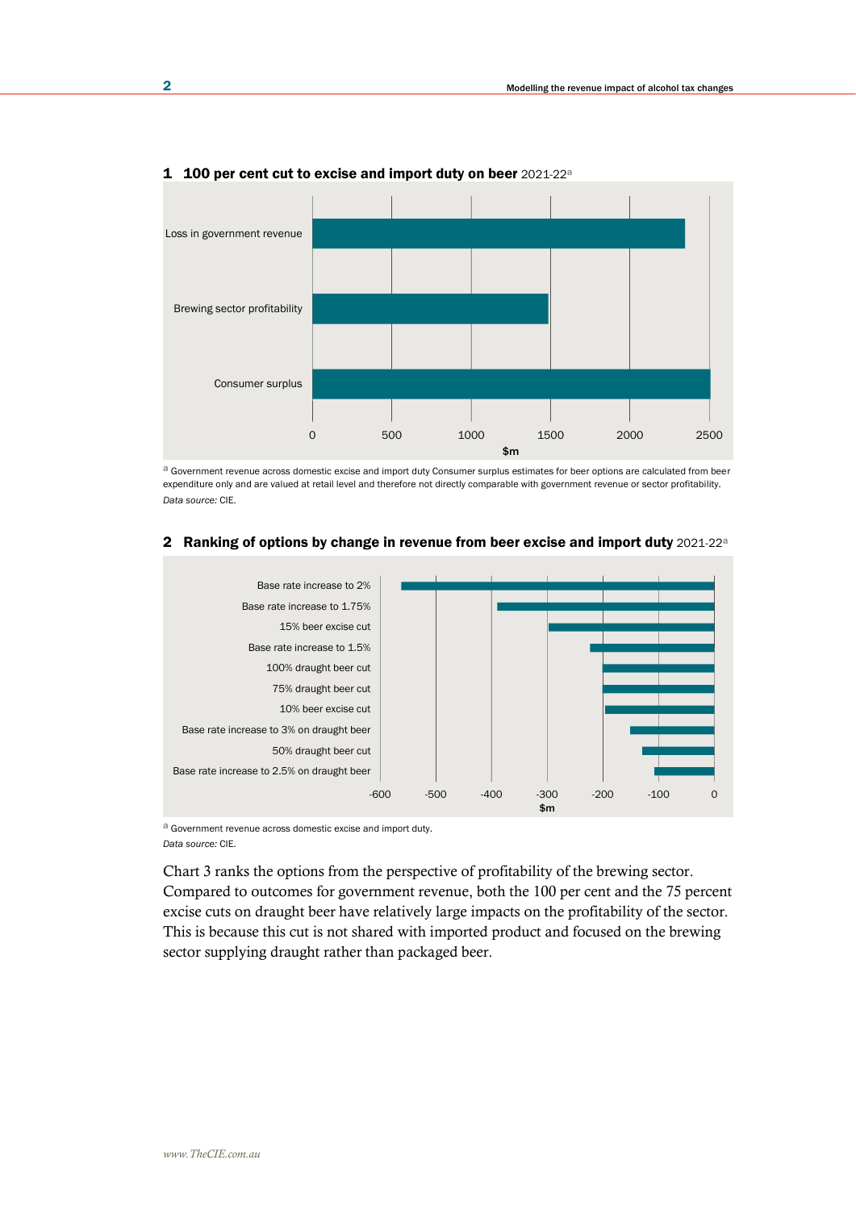**1 100 per cent cut to excise and import duty on beer** 2021-22[a]

[a] Government revenue across domestic excise and import duty Consumer surplus estimates for beer options are calculated from beer expenditure only and are valued at retail level and therefore not directly comparable with government revenue or sector profitability.

*Data source:* CIE.

**2 Ranking of options by change in revenue from beer excise and import duty** 2021-22[a]

[a] Government revenue across domestic excise and import duty.

*Data source:* CIE.

Chart 3 ranks the options from the perspective of profitability of the brewing sector. Compared to outcomes for government revenue, both the 100 per cent and the 75 percent excise cuts on draught beer have relatively large impacts on the profitability of the sector. This is because this cut is not shared with imported product and focused on the brewing sector supplying draught rather than packaged beer.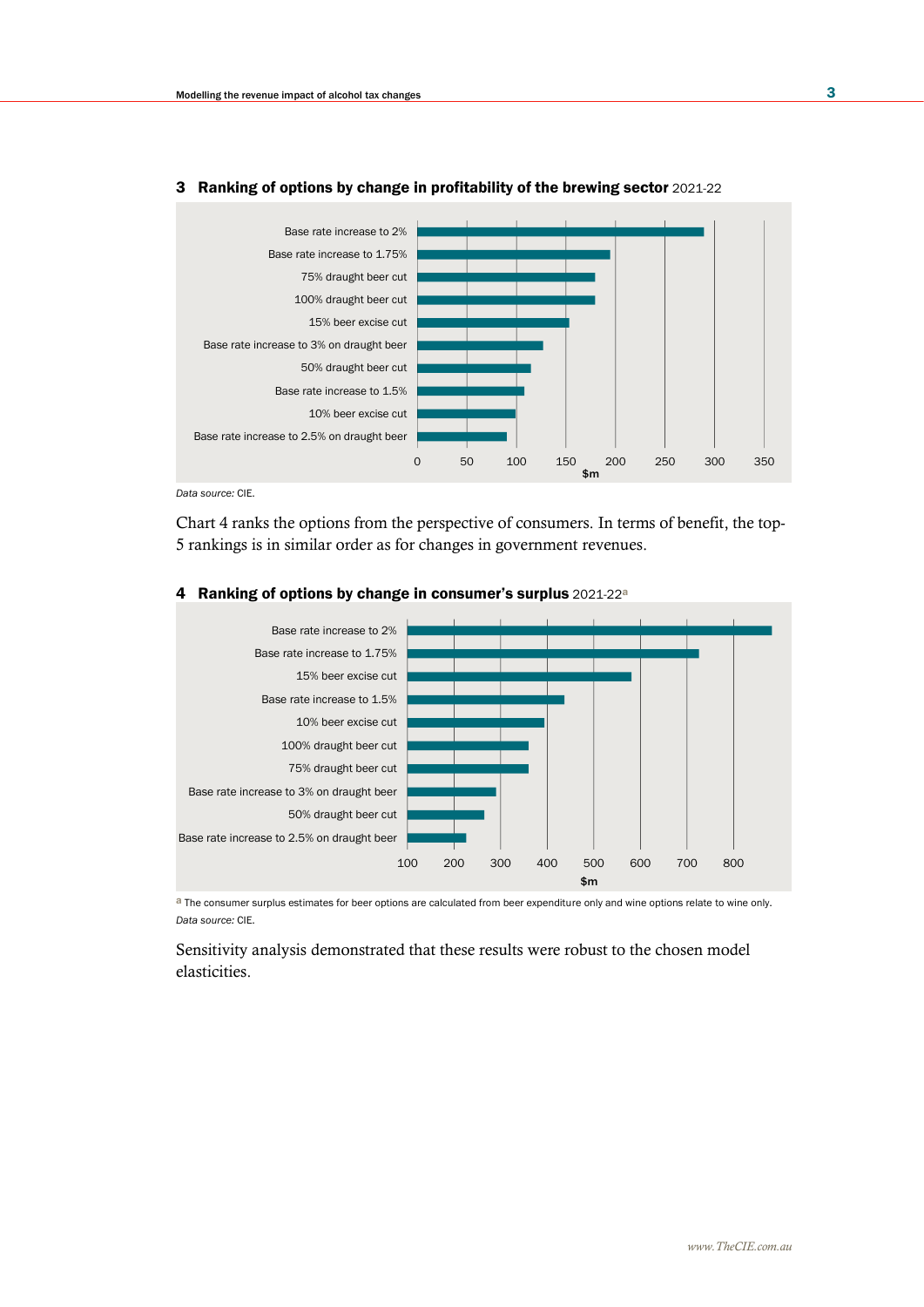### 3 Ranking of options by change in profitability of the brewing sector 2021-22

| Option | $m (approx.) |
|---|---|
| Base rate increase to 2% | 290 |
| Base rate increase to 1.75% | 195 |
| 75% draught beer cut | 180 |
| 100% draught beer cut | 180 |
| 15% beer excise cut | 153 |
| Base rate increase to 3% on draught beer | 127 |
| 50% draught beer cut | 115 |
| Base rate increase to 1.5% | 108 |
| 10% beer excise cut | 100 |
| Base rate increase to 2.5% on draught beer | 90 |

*Data source:* CIE.

Chart 4 ranks the options from the perspective of consumers. In terms of benefit, the top-5 rankings is in similar order as for changes in government revenues.

### 4 Ranking of options by change in consumer's surplus 2021-22[a]

| Option | $m (approx.) |
|---|---|
| Base rate increase to 2% | 880 |
| Base rate increase to 1.75% | 725 |
| 15% beer excise cut | 580 |
| Base rate increase to 1.5% | 440 |
| 10% beer excise cut | 395 |
| 100% draught beer cut | 360 |
| 75% draught beer cut | 360 |
| Base rate increase to 3% on draught beer | 290 |
| 50% draught beer cut | 265 |
| Base rate increase to 2.5% on draught beer | 225 |

[a] The consumer surplus estimates for beer options are calculated from beer expenditure only and wine options relate to wine only.

*Data source:* CIE.

Sensitivity analysis demonstrated that these results were robust to the chosen model elasticities.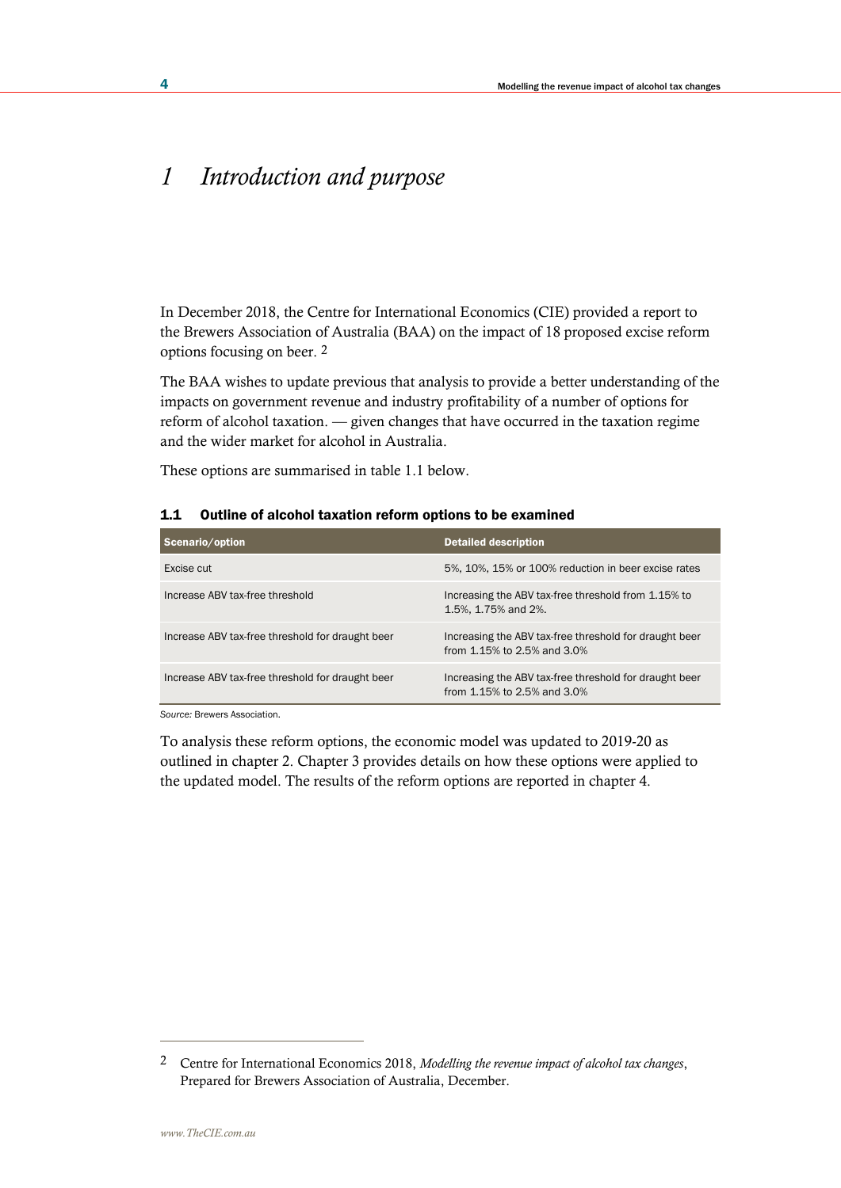# 1 Introduction and purpose

In December 2018, the Centre for International Economics (CIE) provided a report to the Brewers Association of Australia (BAA) on the impact of 18 proposed excise reform options focusing on beer. [2]

The BAA wishes to update previous that analysis to provide a better understanding of the impacts on government revenue and industry profitability of a number of options for reform of alcohol taxation. — given changes that have occurred in the taxation regime and the wider market for alcohol in Australia.

These options are summarised in table 1.1 below.

**1.1 Outline of alcohol taxation reform options to be examined**

| Scenario/option | Detailed description |
|---|---|
| Excise cut | 5%, 10%, 15% or 100% reduction in beer excise rates |
| Increase ABV tax-free threshold | Increasing the ABV tax-free threshold from 1.15% to 1.5%, 1.75% and 2%. |
| Increase ABV tax-free threshold for draught beer | Increasing the ABV tax-free threshold for draught beer from 1.15% to 2.5% and 3.0% |
| Increase ABV tax-free threshold for draught beer | Increasing the ABV tax-free threshold for draught beer from 1.15% to 2.5% and 3.0% |

*Source:* Brewers Association.

To analysis these reform options, the economic model was updated to 2019-20 as outlined in chapter 2. Chapter 3 provides details on how these options were applied to the updated model. The results of the reform options are reported in chapter 4.

[2] Centre for International Economics 2018, *Modelling the revenue impact of alcohol tax changes*, Prepared for Brewers Association of Australia, December.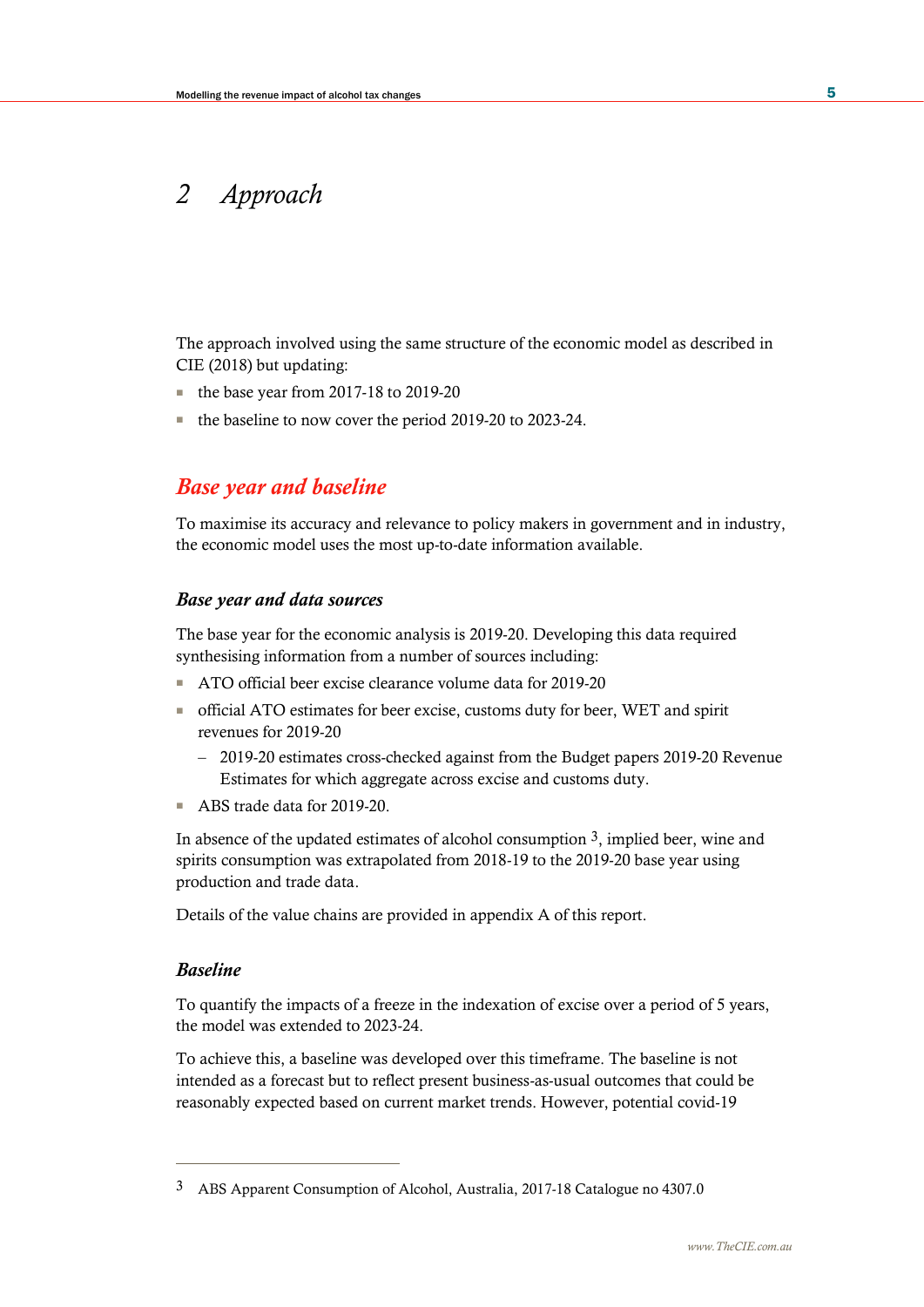# 2 Approach

The approach involved using the same structure of the economic model as described in CIE (2018) but updating:

- the base year from 2017-18 to 2019-20
- the baseline to now cover the period 2019-20 to 2023-24.

## Base year and baseline

To maximise its accuracy and relevance to policy makers in government and in industry, the economic model uses the most up-to-date information available.

### Base year and data sources

The base year for the economic analysis is 2019-20. Developing this data required synthesising information from a number of sources including:

- ATO official beer excise clearance volume data for 2019-20
- official ATO estimates for beer excise, customs duty for beer, WET and spirit revenues for 2019-20
  - 2019-20 estimates cross-checked against from the Budget papers 2019-20 Revenue Estimates for which aggregate across excise and customs duty.
- ABS trade data for 2019-20.

In absence of the updated estimates of alcohol consumption [3], implied beer, wine and spirits consumption was extrapolated from 2018-19 to the 2019-20 base year using production and trade data.

Details of the value chains are provided in appendix A of this report.

### Baseline

To quantify the impacts of a freeze in the indexation of excise over a period of 5 years, the model was extended to 2023-24.

To achieve this, a baseline was developed over this timeframe. The baseline is not intended as a forecast but to reflect present business-as-usual outcomes that could be reasonably expected based on current market trends. However, potential covid-19

---

[3] ABS Apparent Consumption of Alcohol, Australia, 2017-18 Catalogue no 4307.0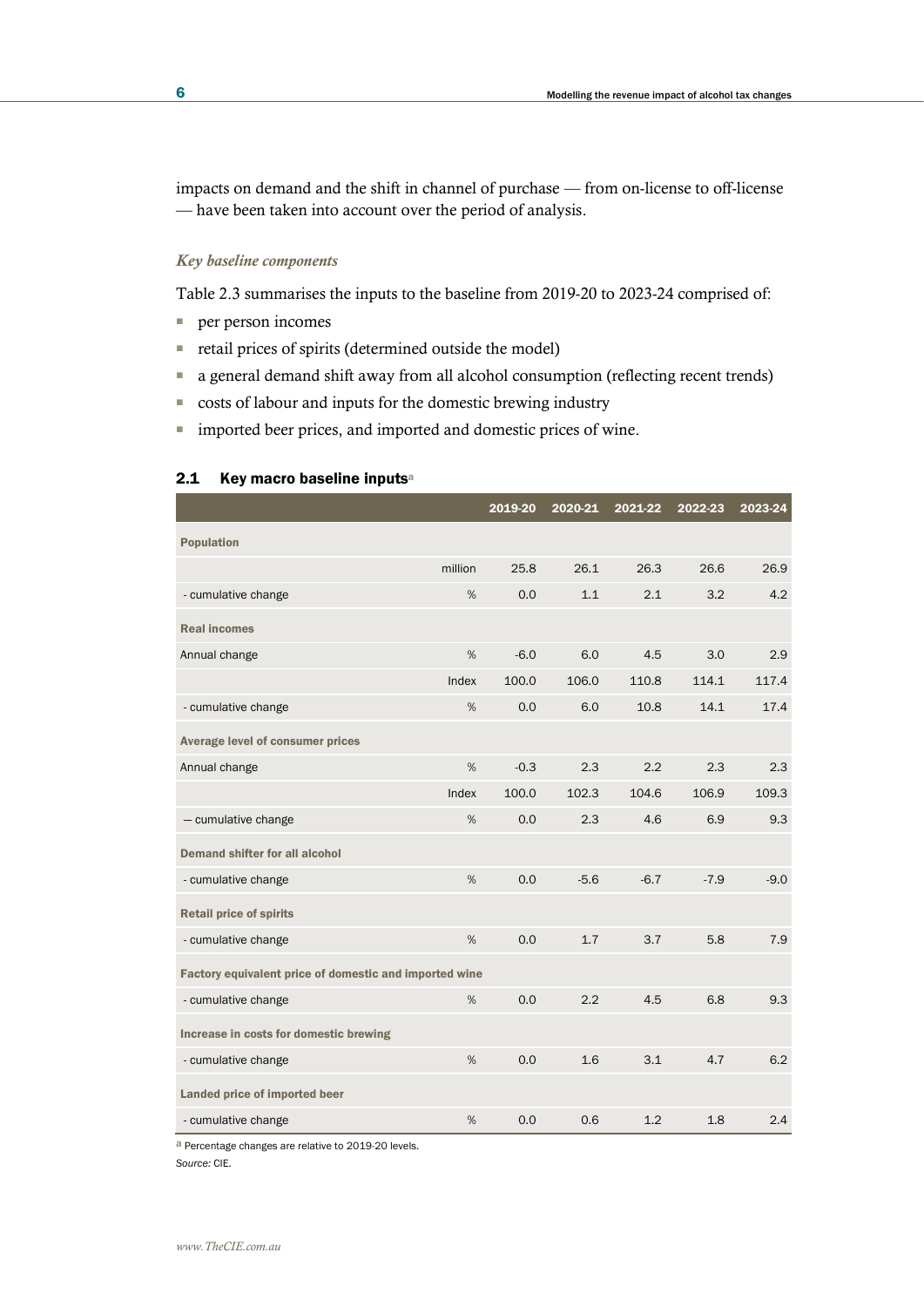impacts on demand and the shift in channel of purchase — from on-license to off-license — have been taken into account over the period of analysis.

*Key baseline components*

Table 2.3 summarises the inputs to the baseline from 2019-20 to 2023-24 comprised of:

- per person incomes
- retail prices of spirits (determined outside the model)
- a general demand shift away from all alcohol consumption (reflecting recent trends)
- costs of labour and inputs for the domestic brewing industry
- imported beer prices, and imported and domestic prices of wine.

**2.1 Key macro baseline inputs**[a]

| | | 2019-20 | 2020-21 | 2021-22 | 2022-23 | 2023-24 |
|---|---|---|---|---|---|---|
| **Population** | | | | | | |
| | million | 25.8 | 26.1 | 26.3 | 26.6 | 26.9 |
| - cumulative change | % | 0.0 | 1.1 | 2.1 | 3.2 | 4.2 |
| **Real incomes** | | | | | | |
| Annual change | % | -6.0 | 6.0 | 4.5 | 3.0 | 2.9 |
| | Index | 100.0 | 106.0 | 110.8 | 114.1 | 117.4 |
| - cumulative change | % | 0.0 | 6.0 | 10.8 | 14.1 | 17.4 |
| **Average level of consumer prices** | | | | | | |
| Annual change | % | -0.3 | 2.3 | 2.2 | 2.3 | 2.3 |
| | Index | 100.0 | 102.3 | 104.6 | 106.9 | 109.3 |
| — cumulative change | % | 0.0 | 2.3 | 4.6 | 6.9 | 9.3 |
| **Demand shifter for all alcohol** | | | | | | |
| - cumulative change | % | 0.0 | -5.6 | -6.7 | -7.9 | -9.0 |
| **Retail price of spirits** | | | | | | |
| - cumulative change | % | 0.0 | 1.7 | 3.7 | 5.8 | 7.9 |
| **Factory equivalent price of domestic and imported wine** | | | | | | |
| - cumulative change | % | 0.0 | 2.2 | 4.5 | 6.8 | 9.3 |
| **Increase in costs for domestic brewing** | | | | | | |
| - cumulative change | % | 0.0 | 1.6 | 3.1 | 4.7 | 6.2 |
| **Landed price of imported beer** | | | | | | |
| - cumulative change | % | 0.0 | 0.6 | 1.2 | 1.8 | 2.4 |

[a] Percentage changes are relative to 2019-20 levels.

*Source:* CIE.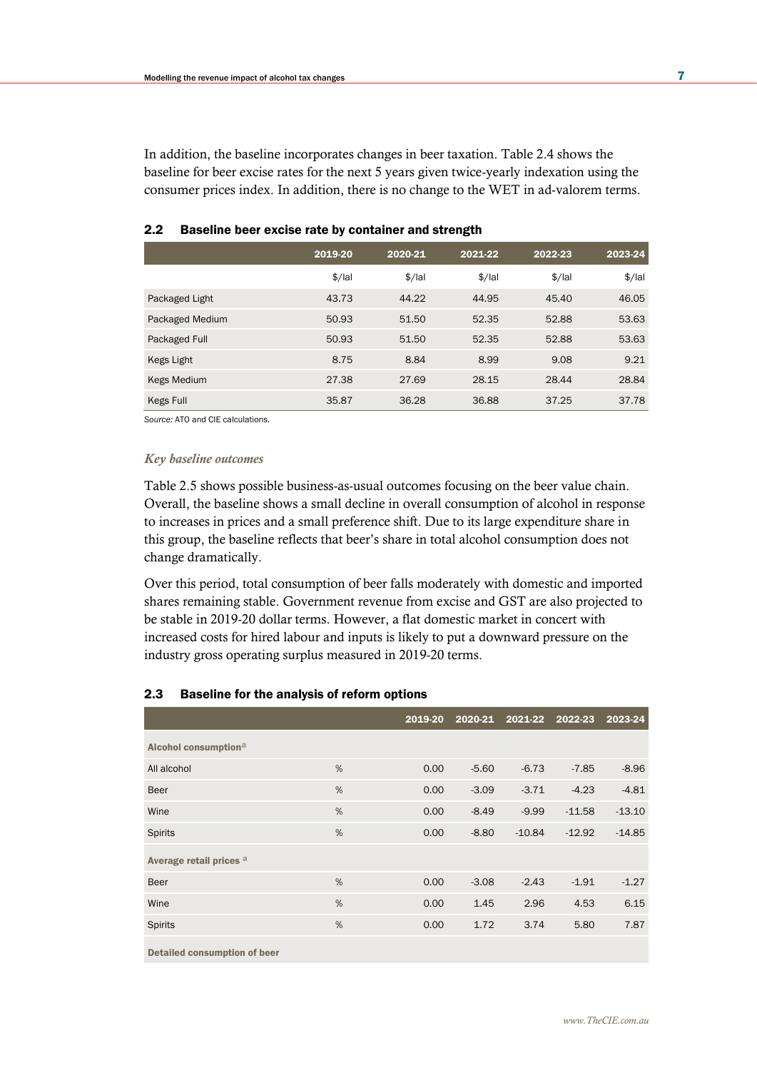In addition, the baseline incorporates changes in beer taxation. Table 2.4 shows the baseline for beer excise rates for the next 5 years given twice-yearly indexation using the consumer prices index. In addition, there is no change to the WET in ad-valorem terms.

### 2.2 Baseline beer excise rate by container and strength

| | 2019-20 | 2020-21 | 2021-22 | 2022-23 | 2023-24 |
|---|---|---|---|---|---|
| | $/lal | $/lal | $/lal | $/lal | $/lal |
| Packaged Light | 43.73 | 44.22 | 44.95 | 45.40 | 46.05 |
| Packaged Medium | 50.93 | 51.50 | 52.35 | 52.88 | 53.63 |
| Packaged Full | 50.93 | 51.50 | 52.35 | 52.88 | 53.63 |
| Kegs Light | 8.75 | 8.84 | 8.99 | 9.08 | 9.21 |
| Kegs Medium | 27.38 | 27.69 | 28.15 | 28.44 | 28.84 |
| Kegs Full | 35.87 | 36.28 | 36.88 | 37.25 | 37.78 |

*Source:* ATO and CIE calculations.

#### *Key baseline outcomes*

Table 2.5 shows possible business-as-usual outcomes focusing on the beer value chain. Overall, the baseline shows a small decline in overall consumption of alcohol in response to increases in prices and a small preference shift. Due to its large expenditure share in this group, the baseline reflects that beer's share in total alcohol consumption does not change dramatically.

Over this period, total consumption of beer falls moderately with domestic and imported shares remaining stable. Government revenue from excise and GST are also projected to be stable in 2019-20 dollar terms. However, a flat domestic market in concert with increased costs for hired labour and inputs is likely to put a downward pressure on the industry gross operating surplus measured in 2019-20 terms.

### 2.3 Baseline for the analysis of reform options

| | | 2019-20 | 2020-21 | 2021-22 | 2022-23 | 2023-24 |
|---|---|---|---|---|---|---|
| **Alcohol consumption**[a] | | | | | | |
| All alcohol | % | 0.00 | -5.60 | -6.73 | -7.85 | -8.96 |
| Beer | % | 0.00 | -3.09 | -3.71 | -4.23 | -4.81 |
| Wine | % | 0.00 | -8.49 | -9.99 | -11.58 | -13.10 |
| Spirits | % | 0.00 | -8.80 | -10.84 | -12.92 | -14.85 |
| **Average retail prices** [a] | | | | | | |
| Beer | % | 0.00 | -3.08 | -2.43 | -1.91 | -1.27 |
| Wine | % | 0.00 | 1.45 | 2.96 | 4.53 | 6.15 |
| Spirits | % | 0.00 | 1.72 | 3.74 | 5.80 | 7.87 |
| **Detailed consumption of beer** | | | | | | |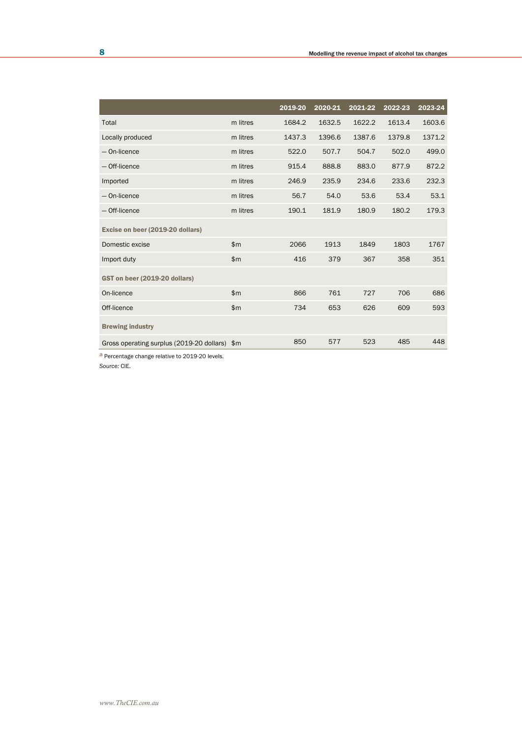| | | 2019-20 | 2020-21 | 2021-22 | 2022-23 | 2023-24 |
|---|---|---|---|---|---|---|
| Total | m litres | 1684.2 | 1632.5 | 1622.2 | 1613.4 | 1603.6 |
| Locally produced | m litres | 1437.3 | 1396.6 | 1387.6 | 1379.8 | 1371.2 |
| — On-licence | m litres | 522.0 | 507.7 | 504.7 | 502.0 | 499.0 |
| — Off-licence | m litres | 915.4 | 888.8 | 883.0 | 877.9 | 872.2 |
| Imported | m litres | 246.9 | 235.9 | 234.6 | 233.6 | 232.3 |
| — On-licence | m litres | 56.7 | 54.0 | 53.6 | 53.4 | 53.1 |
| — Off-licence | m litres | 190.1 | 181.9 | 180.9 | 180.2 | 179.3 |
| **Excise on beer (2019-20 dollars)** | | | | | | |
| Domestic excise | $m | 2066 | 1913 | 1849 | 1803 | 1767 |
| Import duty | $m | 416 | 379 | 367 | 358 | 351 |
| **GST on beer (2019-20 dollars)** | | | | | | |
| On-licence | $m | 866 | 761 | 727 | 706 | 686 |
| Off-licence | $m | 734 | 653 | 626 | 609 | 593 |
| **Brewing industry** | | | | | | |
| Gross operating surplus (2019-20 dollars) | $m | 850 | 577 | 523 | 485 | 448 |

[a] Percentage change relative to 2019-20 levels.

*Source:* CIE.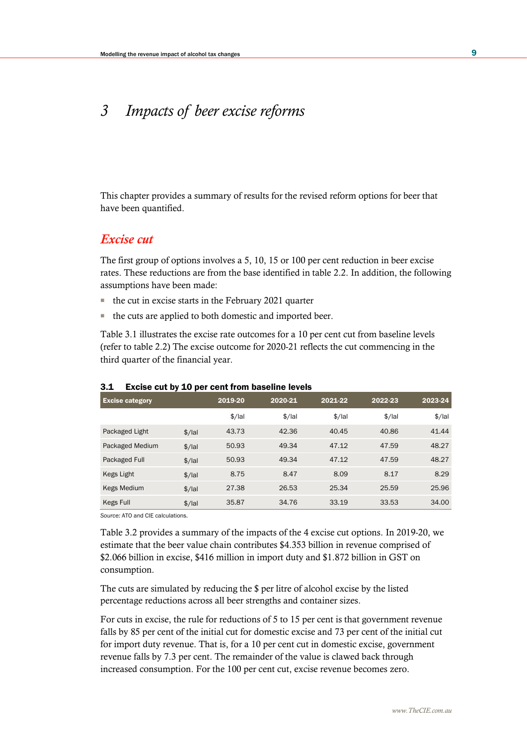# 3 Impacts of beer excise reforms

This chapter provides a summary of results for the revised reform options for beer that have been quantified.

## Excise cut

The first group of options involves a 5, 10, 15 or 100 per cent reduction in beer excise rates. These reductions are from the base identified in table 2.2. In addition, the following assumptions have been made:

- the cut in excise starts in the February 2021 quarter
- the cuts are applied to both domestic and imported beer.

Table 3.1 illustrates the excise rate outcomes for a 10 per cent cut from baseline levels (refer to table 2.2) The excise outcome for 2020-21 reflects the cut commencing in the third quarter of the financial year.

**3.1 Excise cut by 10 per cent from baseline levels**

| Excise category | | 2019-20 | 2020-21 | 2021-22 | 2022-23 | 2023-24 |
|---|---|---|---|---|---|---|
| | | $/lal | $/lal | $/lal | $/lal | $/lal |
| Packaged Light | $/lal | 43.73 | 42.36 | 40.45 | 40.86 | 41.44 |
| Packaged Medium | $/lal | 50.93 | 49.34 | 47.12 | 47.59 | 48.27 |
| Packaged Full | $/lal | 50.93 | 49.34 | 47.12 | 47.59 | 48.27 |
| Kegs Light | $/lal | 8.75 | 8.47 | 8.09 | 8.17 | 8.29 |
| Kegs Medium | $/lal | 27.38 | 26.53 | 25.34 | 25.59 | 25.96 |
| Kegs Full | $/lal | 35.87 | 34.76 | 33.19 | 33.53 | 34.00 |

*Source:* ATO and CIE calculations.

Table 3.2 provides a summary of the impacts of the 4 excise cut options. In 2019-20, we estimate that the beer value chain contributes $4.353 billion in revenue comprised of $2.066 billion in excise, $416 million in import duty and $1.872 billion in GST on consumption.

The cuts are simulated by reducing the $ per litre of alcohol excise by the listed percentage reductions across all beer strengths and container sizes.

For cuts in excise, the rule for reductions of 5 to 15 per cent is that government revenue falls by 85 per cent of the initial cut for domestic excise and 73 per cent of the initial cut for import duty revenue. That is, for a 10 per cent cut in domestic excise, government revenue falls by 7.3 per cent. The remainder of the value is clawed back through increased consumption. For the 100 per cent cut, excise revenue becomes zero.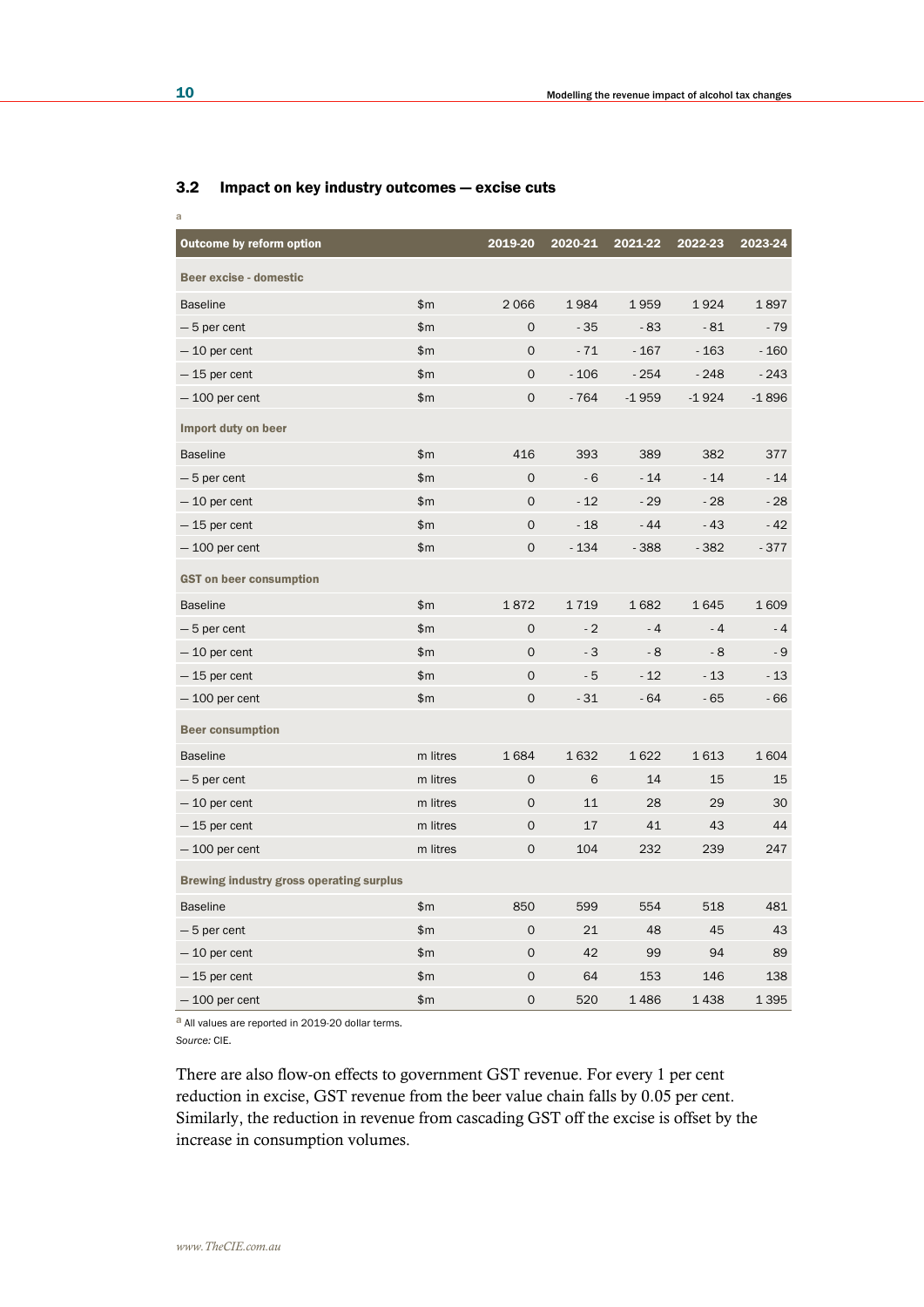### 3.2 Impact on key industry outcomes — excise cuts

a

| Outcome by reform option | | 2019-20 | 2020-21 | 2021-22 | 2022-23 | 2023-24 |
|---|---|---|---|---|---|---|
| **Beer excise - domestic** | | | | | | |
| Baseline | $m | 2 066 | 1 984 | 1 959 | 1 924 | 1 897 |
| — 5 per cent | $m | 0 | - 35 | - 83 | - 81 | - 79 |
| — 10 per cent | $m | 0 | - 71 | - 167 | - 163 | - 160 |
| — 15 per cent | $m | 0 | - 106 | - 254 | - 248 | - 243 |
| — 100 per cent | $m | 0 | - 764 | -1 959 | -1 924 | -1 896 |
| **Import duty on beer** | | | | | | |
| Baseline | $m | 416 | 393 | 389 | 382 | 377 |
| — 5 per cent | $m | 0 | - 6 | - 14 | - 14 | - 14 |
| — 10 per cent | $m | 0 | - 12 | - 29 | - 28 | - 28 |
| — 15 per cent | $m | 0 | - 18 | - 44 | - 43 | - 42 |
| — 100 per cent | $m | 0 | - 134 | - 388 | - 382 | - 377 |
| **GST on beer consumption** | | | | | | |
| Baseline | $m | 1 872 | 1 719 | 1 682 | 1 645 | 1 609 |
| — 5 per cent | $m | 0 | - 2 | - 4 | - 4 | - 4 |
| — 10 per cent | $m | 0 | - 3 | - 8 | - 8 | - 9 |
| — 15 per cent | $m | 0 | - 5 | - 12 | - 13 | - 13 |
| — 100 per cent | $m | 0 | - 31 | - 64 | - 65 | - 66 |
| **Beer consumption** | | | | | | |
| Baseline | m litres | 1 684 | 1 632 | 1 622 | 1 613 | 1 604 |
| — 5 per cent | m litres | 0 | 6 | 14 | 15 | 15 |
| — 10 per cent | m litres | 0 | 11 | 28 | 29 | 30 |
| — 15 per cent | m litres | 0 | 17 | 41 | 43 | 44 |
| — 100 per cent | m litres | 0 | 104 | 232 | 239 | 247 |
| **Brewing industry gross operating surplus** | | | | | | |
| Baseline | $m | 850 | 599 | 554 | 518 | 481 |
| — 5 per cent | $m | 0 | 21 | 48 | 45 | 43 |
| — 10 per cent | $m | 0 | 42 | 99 | 94 | 89 |
| — 15 per cent | $m | 0 | 64 | 153 | 146 | 138 |
| — 100 per cent | $m | 0 | 520 | 1 486 | 1 438 | 1 395 |

[a] All values are reported in 2019-20 dollar terms.

*Source:* CIE.

There are also flow-on effects to government GST revenue. For every 1 per cent reduction in excise, GST revenue from the beer value chain falls by 0.05 per cent. Similarly, the reduction in revenue from cascading GST off the excise is offset by the increase in consumption volumes.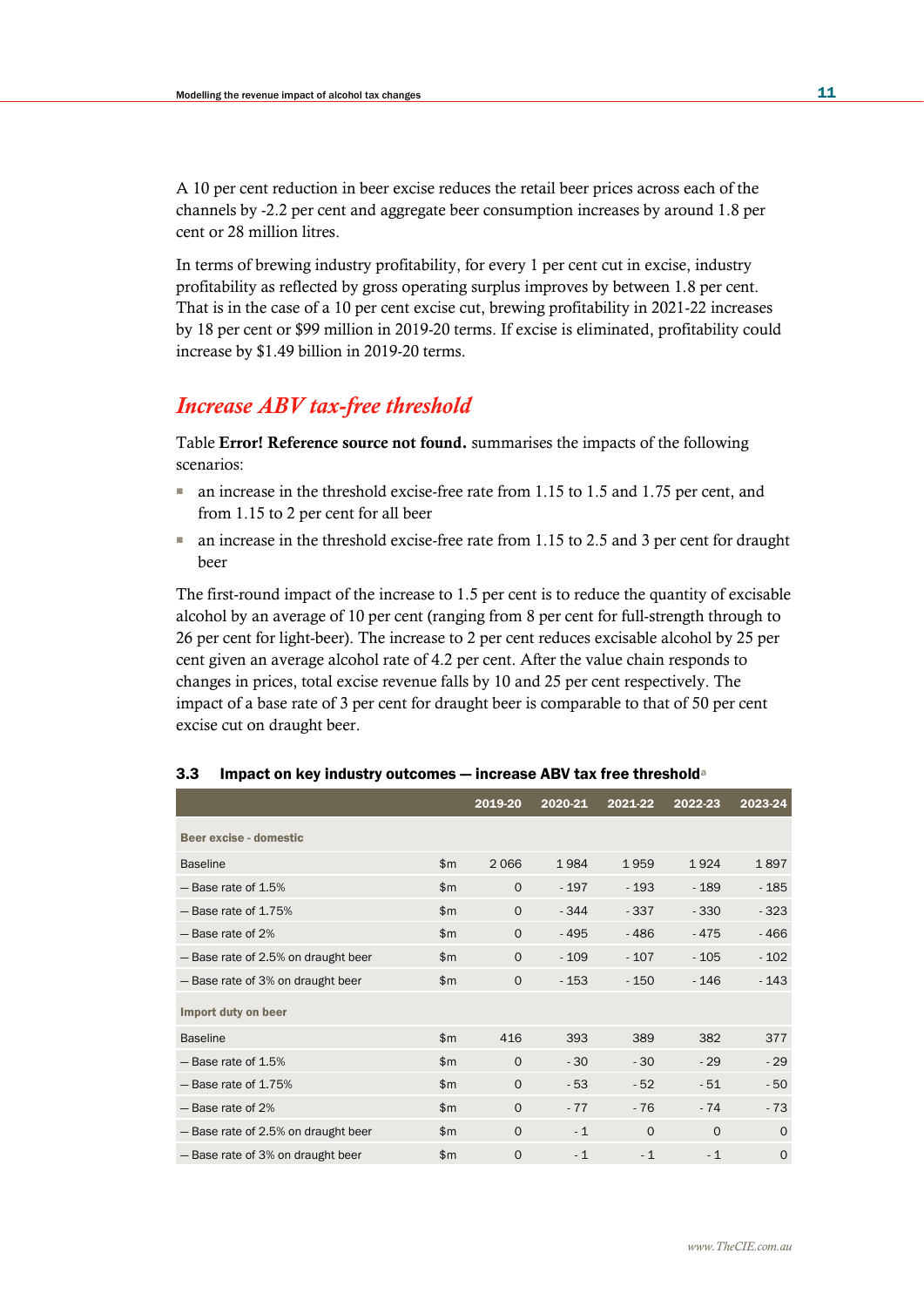A 10 per cent reduction in beer excise reduces the retail beer prices across each of the channels by -2.2 per cent and aggregate beer consumption increases by around 1.8 per cent or 28 million litres.

In terms of brewing industry profitability, for every 1 per cent cut in excise, industry profitability as reflected by gross operating surplus improves by between 1.8 per cent. That is in the case of a 10 per cent excise cut, brewing profitability in 2021-22 increases by 18 per cent or $99 million in 2019-20 terms. If excise is eliminated, profitability could increase by $1.49 billion in 2019-20 terms.

## *Increase ABV tax-free threshold*

Table **Error! Reference source not found.** summarises the impacts of the following scenarios:

- an increase in the threshold excise-free rate from 1.15 to 1.5 and 1.75 per cent, and from 1.15 to 2 per cent for all beer
- an increase in the threshold excise-free rate from 1.15 to 2.5 and 3 per cent for draught beer

The first-round impact of the increase to 1.5 per cent is to reduce the quantity of excisable alcohol by an average of 10 per cent (ranging from 8 per cent for full-strength through to 26 per cent for light-beer). The increase to 2 per cent reduces excisable alcohol by 25 per cent given an average alcohol rate of 4.2 per cent. After the value chain responds to changes in prices, total excise revenue falls by 10 and 25 per cent respectively. The impact of a base rate of 3 per cent for draught beer is comparable to that of 50 per cent excise cut on draught beer.

**3.3 Impact on key industry outcomes — increase ABV tax free threshold**[a]

| | | 2019-20 | 2020-21 | 2021-22 | 2022-23 | 2023-24 |
|---|---|---|---|---|---|---|
| **Beer excise - domestic** | | | | | | |
| Baseline | $m | 2 066 | 1 984 | 1 959 | 1 924 | 1 897 |
| — Base rate of 1.5% | $m | 0 | - 197 | - 193 | - 189 | - 185 |
| — Base rate of 1.75% | $m | 0 | - 344 | - 337 | - 330 | - 323 |
| — Base rate of 2% | $m | 0 | - 495 | - 486 | - 475 | - 466 |
| — Base rate of 2.5% on draught beer | $m | 0 | - 109 | - 107 | - 105 | - 102 |
| — Base rate of 3% on draught beer | $m | 0 | - 153 | - 150 | - 146 | - 143 |
| **Import duty on beer** | | | | | | |
| Baseline | $m | 416 | 393 | 389 | 382 | 377 |
| — Base rate of 1.5% | $m | 0 | - 30 | - 30 | - 29 | - 29 |
| — Base rate of 1.75% | $m | 0 | - 53 | - 52 | - 51 | - 50 |
| — Base rate of 2% | $m | 0 | - 77 | - 76 | - 74 | - 73 |
| — Base rate of 2.5% on draught beer | $m | 0 | - 1 | 0 | 0 | 0 |
| — Base rate of 3% on draught beer | $m | 0 | - 1 | - 1 | - 1 | 0 |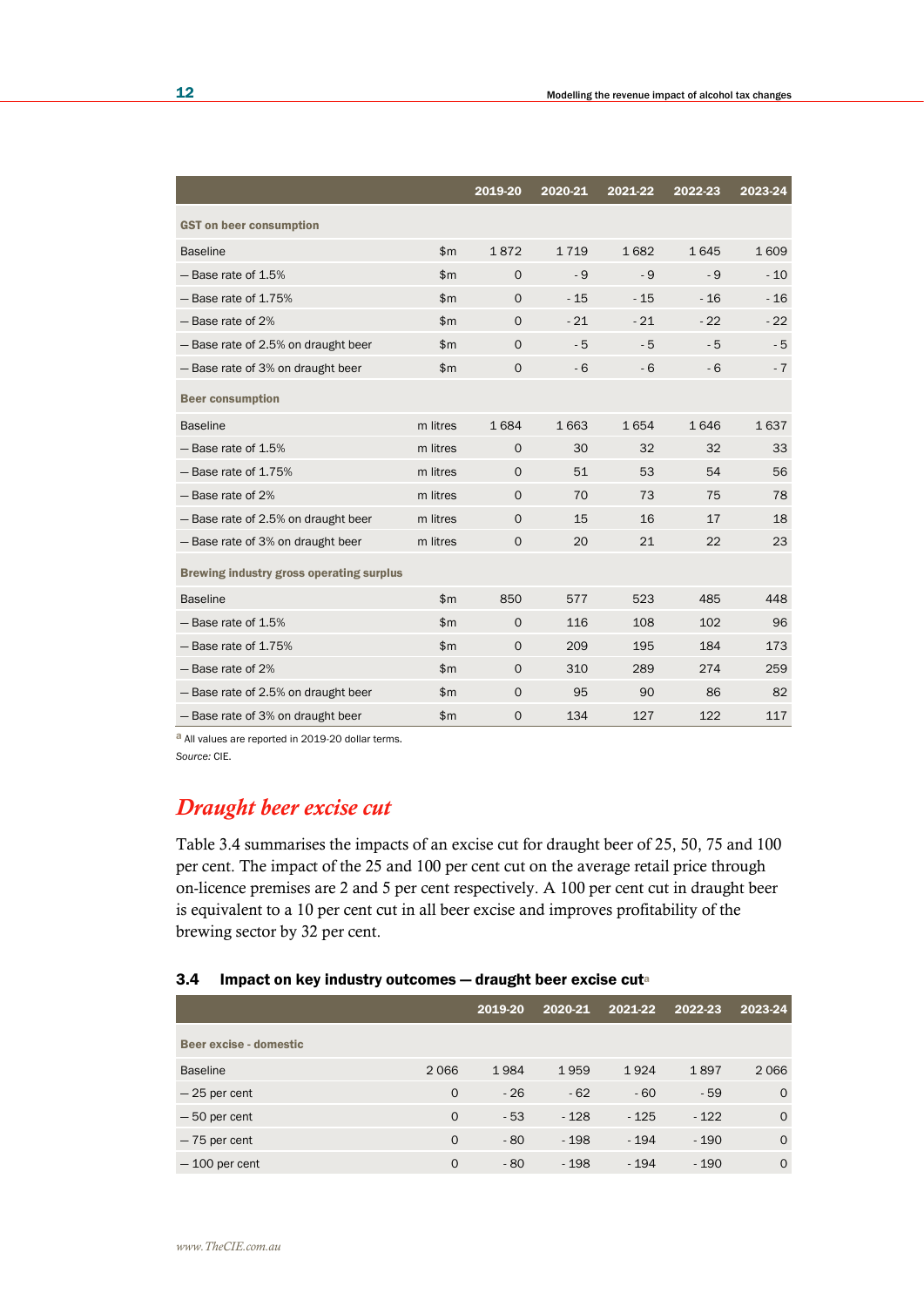| | | 2019-20 | 2020-21 | 2021-22 | 2022-23 | 2023-24 |
|---|---|---|---|---|---|---|
| **GST on beer consumption** | | | | | | |
| Baseline | $m | 1 872 | 1 719 | 1 682 | 1 645 | 1 609 |
| — Base rate of 1.5% | $m | 0 | - 9 | - 9 | - 9 | - 10 |
| — Base rate of 1.75% | $m | 0 | - 15 | - 15 | - 16 | - 16 |
| — Base rate of 2% | $m | 0 | - 21 | - 21 | - 22 | - 22 |
| — Base rate of 2.5% on draught beer | $m | 0 | - 5 | - 5 | - 5 | - 5 |
| — Base rate of 3% on draught beer | $m | 0 | - 6 | - 6 | - 6 | - 7 |
| **Beer consumption** | | | | | | |
| Baseline | m litres | 1 684 | 1 663 | 1 654 | 1 646 | 1 637 |
| — Base rate of 1.5% | m litres | 0 | 30 | 32 | 32 | 33 |
| — Base rate of 1.75% | m litres | 0 | 51 | 53 | 54 | 56 |
| — Base rate of 2% | m litres | 0 | 70 | 73 | 75 | 78 |
| — Base rate of 2.5% on draught beer | m litres | 0 | 15 | 16 | 17 | 18 |
| — Base rate of 3% on draught beer | m litres | 0 | 20 | 21 | 22 | 23 |
| **Brewing industry gross operating surplus** | | | | | | |
| Baseline | $m | 850 | 577 | 523 | 485 | 448 |
| — Base rate of 1.5% | $m | 0 | 116 | 108 | 102 | 96 |
| — Base rate of 1.75% | $m | 0 | 209 | 195 | 184 | 173 |
| — Base rate of 2% | $m | 0 | 310 | 289 | 274 | 259 |
| — Base rate of 2.5% on draught beer | $m | 0 | 95 | 90 | 86 | 82 |
| — Base rate of 3% on draught beer | $m | 0 | 134 | 127 | 122 | 117 |

[a] All values are reported in 2019-20 dollar terms.

*Source:* CIE.

## *Draught beer excise cut*

Table 3.4 summarises the impacts of an excise cut for draught beer of 25, 50, 75 and 100 per cent. The impact of the 25 and 100 per cent cut on the average retail price through on-licence premises are 2 and 5 per cent respectively. A 100 per cent cut in draught beer is equivalent to a 10 per cent cut in all beer excise and improves profitability of the brewing sector by 32 per cent.

**3.4 Impact on key industry outcomes — draught beer excise cut**[a]

| | | 2019-20 | 2020-21 | 2021-22 | 2022-23 | 2023-24 |
|---|---|---|---|---|---|---|
| **Beer excise - domestic** | | | | | | |
| Baseline | 2 066 | 1 984 | 1 959 | 1 924 | 1 897 | 2 066 |
| — 25 per cent | 0 | - 26 | - 62 | - 60 | - 59 | 0 |
| — 50 per cent | 0 | - 53 | - 128 | - 125 | - 122 | 0 |
| — 75 per cent | 0 | - 80 | - 198 | - 194 | - 190 | 0 |
| — 100 per cent | 0 | - 80 | - 198 | - 194 | - 190 | 0 |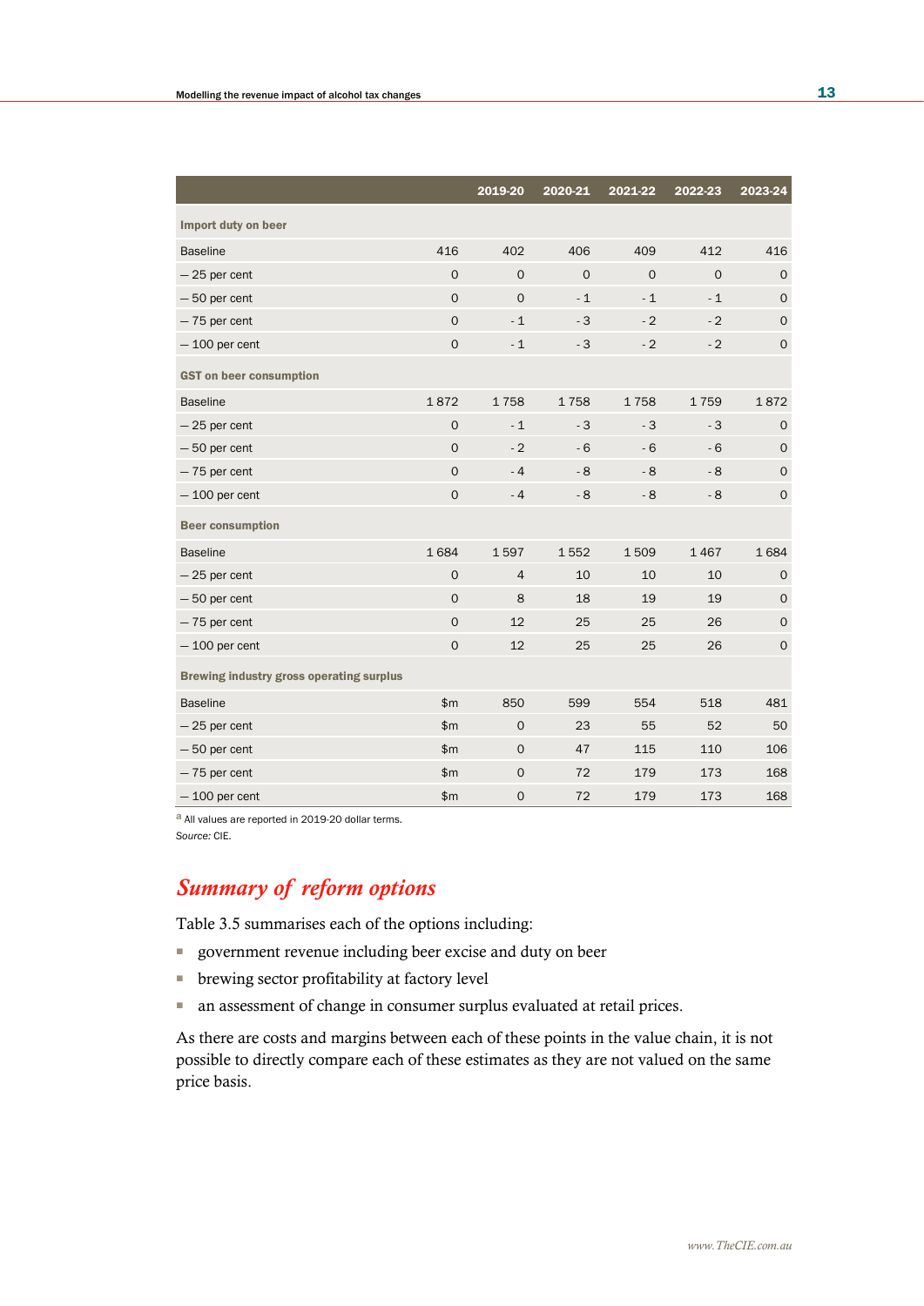| | | 2019-20 | 2020-21 | 2021-22 | 2022-23 | 2023-24 |
|---|---|---|---|---|---|---|
| **Import duty on beer** | | | | | | |
| Baseline | 416 | 402 | 406 | 409 | 412 | 416 |
| — 25 per cent | 0 | 0 | 0 | 0 | 0 | 0 |
| — 50 per cent | 0 | 0 | - 1 | - 1 | - 1 | 0 |
| — 75 per cent | 0 | - 1 | - 3 | - 2 | - 2 | 0 |
| — 100 per cent | 0 | - 1 | - 3 | - 2 | - 2 | 0 |
| **GST on beer consumption** | | | | | | |
| Baseline | 1 872 | 1 758 | 1 758 | 1 758 | 1 759 | 1 872 |
| — 25 per cent | 0 | - 1 | - 3 | - 3 | - 3 | 0 |
| — 50 per cent | 0 | - 2 | - 6 | - 6 | - 6 | 0 |
| — 75 per cent | 0 | - 4 | - 8 | - 8 | - 8 | 0 |
| — 100 per cent | 0 | - 4 | - 8 | - 8 | - 8 | 0 |
| **Beer consumption** | | | | | | |
| Baseline | 1 684 | 1 597 | 1 552 | 1 509 | 1 467 | 1 684 |
| — 25 per cent | 0 | 4 | 10 | 10 | 10 | 0 |
| — 50 per cent | 0 | 8 | 18 | 19 | 19 | 0 |
| — 75 per cent | 0 | 12 | 25 | 25 | 26 | 0 |
| — 100 per cent | 0 | 12 | 25 | 25 | 26 | 0 |
| **Brewing industry gross operating surplus** | | | | | | |
| Baseline | $m | 850 | 599 | 554 | 518 | 481 |
| — 25 per cent | $m | 0 | 23 | 55 | 52 | 50 |
| — 50 per cent | $m | 0 | 47 | 115 | 110 | 106 |
| — 75 per cent | $m | 0 | 72 | 179 | 173 | 168 |
| — 100 per cent | $m | 0 | 72 | 179 | 173 | 168 |

[a] All values are reported in 2019-20 dollar terms.

*Source:* CIE.

## *Summary of reform options*

Table 3.5 summarises each of the options including:

- government revenue including beer excise and duty on beer
- brewing sector profitability at factory level
- an assessment of change in consumer surplus evaluated at retail prices.

As there are costs and margins between each of these points in the value chain, it is not possible to directly compare each of these estimates as they are not valued on the same price basis.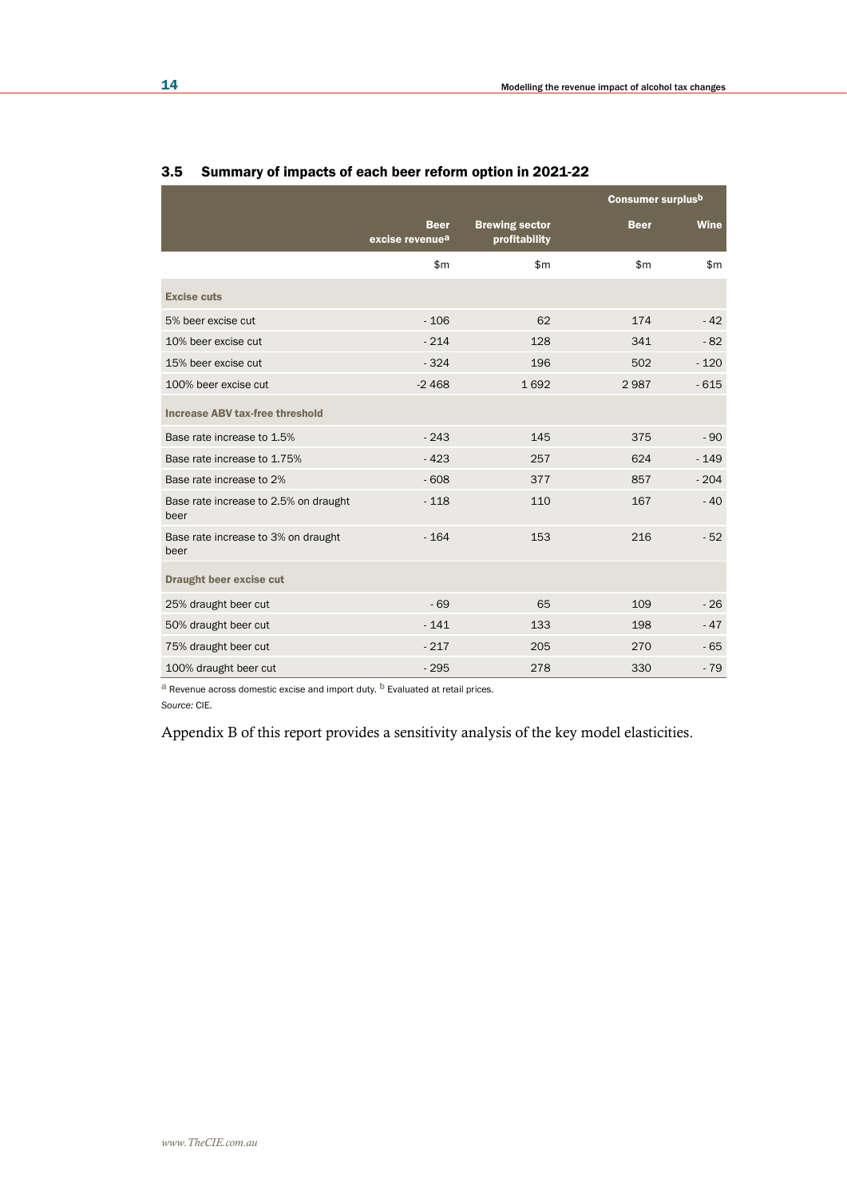### 3.5 Summary of impacts of each beer reform option in 2021-22

| | Beer excise revenue[a] | Brewing sector profitability | Consumer surplus[b] | |
|---|---|---|---|---|
| | | | Beer | Wine |
| | $m | $m | $m | $m |
| **Excise cuts** | | | | |
| 5% beer excise cut | - 106 | 62 | 174 | - 42 |
| 10% beer excise cut | - 214 | 128 | 341 | - 82 |
| 15% beer excise cut | - 324 | 196 | 502 | - 120 |
| 100% beer excise cut | -2 468 | 1 692 | 2 987 | - 615 |
| **Increase ABV tax-free threshold** | | | | |
| Base rate increase to 1.5% | - 243 | 145 | 375 | - 90 |
| Base rate increase to 1.75% | - 423 | 257 | 624 | - 149 |
| Base rate increase to 2% | - 608 | 377 | 857 | - 204 |
| Base rate increase to 2.5% on draught beer | - 118 | 110 | 167 | - 40 |
| Base rate increase to 3% on draught beer | - 164 | 153 | 216 | - 52 |
| **Draught beer excise cut** | | | | |
| 25% draught beer cut | - 69 | 65 | 109 | - 26 |
| 50% draught beer cut | - 141 | 133 | 198 | - 47 |
| 75% draught beer cut | - 217 | 205 | 270 | - 65 |
| 100% draught beer cut | - 295 | 278 | 330 | - 79 |

[a] Revenue across domestic excise and import duty. [b] Evaluated at retail prices.

*Source:* CIE.

Appendix B of this report provides a sensitivity analysis of the key model elasticities.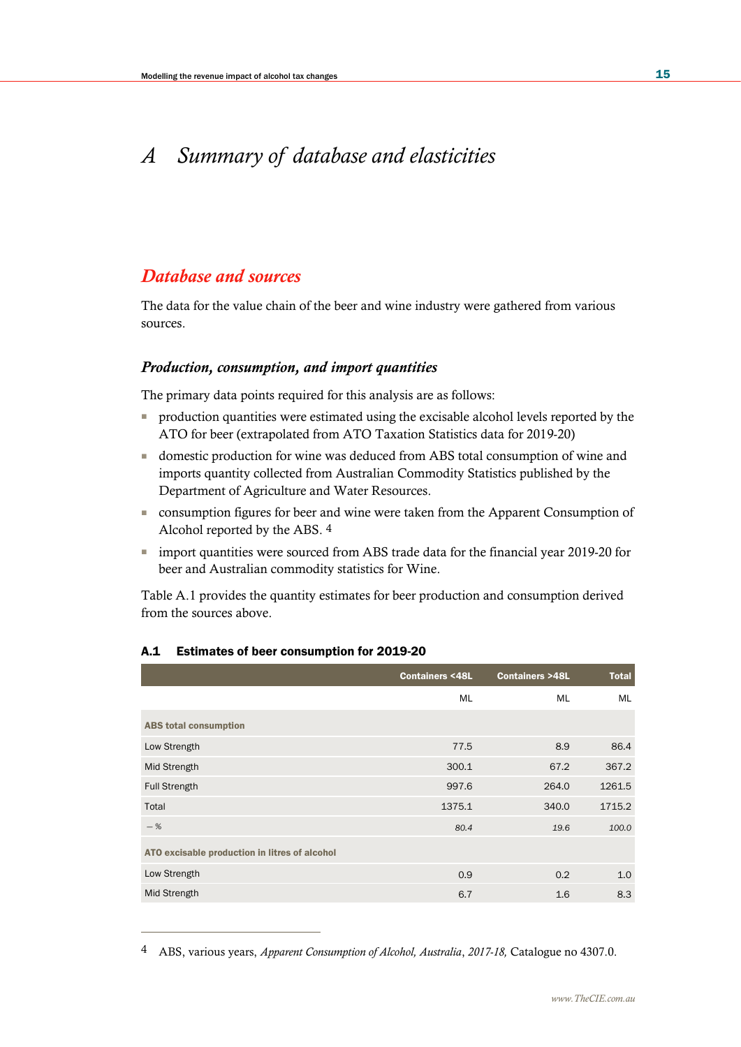// A Summary of database and elasticities

## Database and sources

The data for the value chain of the beer and wine industry were gathered from various sources.

### *Production, consumption, and import quantities*

The primary data points required for this analysis are as follows:

- production quantities were estimated using the excisable alcohol levels reported by the ATO for beer (extrapolated from ATO Taxation Statistics data for 2019-20)
- domestic production for wine was deduced from ABS total consumption of wine and imports quantity collected from Australian Commodity Statistics published by the Department of Agriculture and Water Resources.
- consumption figures for beer and wine were taken from the Apparent Consumption of Alcohol reported by the ABS. [4]
- import quantities were sourced from ABS trade data for the financial year 2019-20 for beer and Australian commodity statistics for Wine.

Table A.1 provides the quantity estimates for beer production and consumption derived from the sources above.

**A.1 Estimates of beer consumption for 2019-20**

| | Containers <48L | Containers >48L | Total |
|---|---|---|---|
| | ML | ML | ML |
| **ABS total consumption** | | | |
| Low Strength | 77.5 | 8.9 | 86.4 |
| Mid Strength | 300.1 | 67.2 | 367.2 |
| Full Strength | 997.6 | 264.0 | 1261.5 |
| Total | 1375.1 | 340.0 | 1715.2 |
| *– %* | *80.4* | *19.6* | *100.0* |
| **ATO excisable production in litres of alcohol** | | | |
| Low Strength | 0.9 | 0.2 | 1.0 |
| Mid Strength | 6.7 | 1.6 | 8.3 |

[4] ABS, various years, *Apparent Consumption of Alcohol, Australia*, *2017-18,* Catalogue no 4307.0.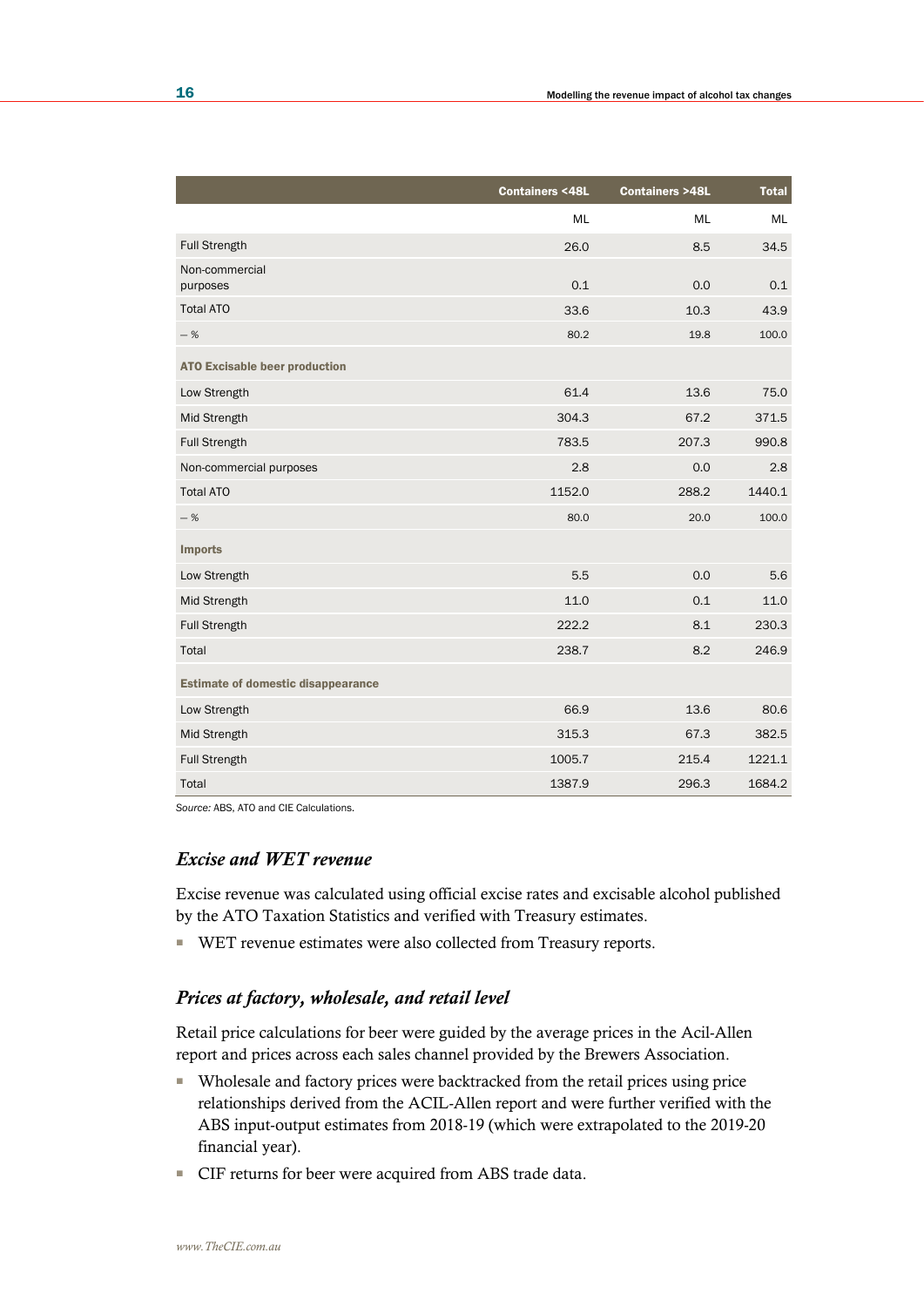| | Containers <48L | Containers >48L | Total |
|---|---|---|---|
| | ML | ML | ML |
| Full Strength | 26.0 | 8.5 | 34.5 |
| Non-commercial purposes | 0.1 | 0.0 | 0.1 |
| Total ATO | 33.6 | 10.3 | 43.9 |
| — % | 80.2 | 19.8 | 100.0 |
| **ATO Excisable beer production** | | | |
| Low Strength | 61.4 | 13.6 | 75.0 |
| Mid Strength | 304.3 | 67.2 | 371.5 |
| Full Strength | 783.5 | 207.3 | 990.8 |
| Non-commercial purposes | 2.8 | 0.0 | 2.8 |
| Total ATO | 1152.0 | 288.2 | 1440.1 |
| — % | 80.0 | 20.0 | 100.0 |
| **Imports** | | | |
| Low Strength | 5.5 | 0.0 | 5.6 |
| Mid Strength | 11.0 | 0.1 | 11.0 |
| Full Strength | 222.2 | 8.1 | 230.3 |
| Total | 238.7 | 8.2 | 246.9 |
| **Estimate of domestic disappearance** | | | |
| Low Strength | 66.9 | 13.6 | 80.6 |
| Mid Strength | 315.3 | 67.3 | 382.5 |
| Full Strength | 1005.7 | 215.4 | 1221.1 |
| Total | 1387.9 | 296.3 | 1684.2 |

*Source:* ABS, ATO and CIE Calculations.

### *Excise and WET revenue*

Excise revenue was calculated using official excise rates and excisable alcohol published by the ATO Taxation Statistics and verified with Treasury estimates.

- WET revenue estimates were also collected from Treasury reports.

### *Prices at factory, wholesale, and retail level*

Retail price calculations for beer were guided by the average prices in the Acil-Allen report and prices across each sales channel provided by the Brewers Association.

- Wholesale and factory prices were backtracked from the retail prices using price relationships derived from the ACIL-Allen report and were further verified with the ABS input-output estimates from 2018-19 (which were extrapolated to the 2019-20 financial year).
- CIF returns for beer were acquired from ABS trade data.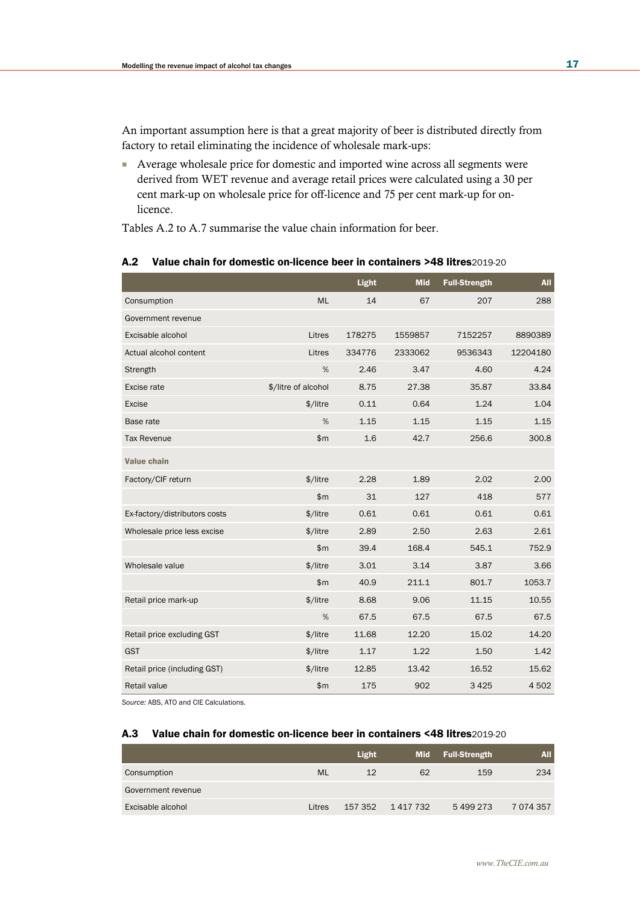An important assumption here is that a great majority of beer is distributed directly from factory to retail eliminating the incidence of wholesale mark-ups:

- Average wholesale price for domestic and imported wine across all segments were derived from WET revenue and average retail prices were calculated using a 30 per cent mark-up on wholesale price for off-licence and 75 per cent mark-up for on-licence.

Tables A.2 to A.7 summarise the value chain information for beer.

### A.2 Value chain for domestic on-licence beer in containers >48 litres 2019-20

| | | Light | Mid | Full-Strength | All |
|---|---|---|---|---|---|
| Consumption | ML | 14 | 67 | 207 | 288 |
| Government revenue | | | | | |
| Excisable alcohol | Litres | 178275 | 1559857 | 7152257 | 8890389 |
| Actual alcohol content | Litres | 334776 | 2333062 | 9536343 | 12204180 |
| Strength | % | 2.46 | 3.47 | 4.60 | 4.24 |
| Excise rate | $/litre of alcohol | 8.75 | 27.38 | 35.87 | 33.84 |
| Excise | $/litre | 0.11 | 0.64 | 1.24 | 1.04 |
| Base rate | % | 1.15 | 1.15 | 1.15 | 1.15 |
| Tax Revenue | $m | 1.6 | 42.7 | 256.6 | 300.8 |
| **Value chain** | | | | | |
| Factory/CIF return | $/litre | 2.28 | 1.89 | 2.02 | 2.00 |
| | $m | 31 | 127 | 418 | 577 |
| Ex-factory/distributors costs | $/litre | 0.61 | 0.61 | 0.61 | 0.61 |
| Wholesale price less excise | $/litre | 2.89 | 2.50 | 2.63 | 2.61 |
| | $m | 39.4 | 168.4 | 545.1 | 752.9 |
| Wholesale value | $/litre | 3.01 | 3.14 | 3.87 | 3.66 |
| | $m | 40.9 | 211.1 | 801.7 | 1053.7 |
| Retail price mark-up | $/litre | 8.68 | 9.06 | 11.15 | 10.55 |
| | % | 67.5 | 67.5 | 67.5 | 67.5 |
| Retail price excluding GST | $/litre | 11.68 | 12.20 | 15.02 | 14.20 |
| GST | $/litre | 1.17 | 1.22 | 1.50 | 1.42 |
| Retail price (including GST) | $/litre | 12.85 | 13.42 | 16.52 | 15.62 |
| Retail value | $m | 175 | 902 | 3 425 | 4 502 |

*Source:* ABS, ATO and CIE Calculations.

### A.3 Value chain for domestic on-licence beer in containers <48 litres 2019-20

| | | Light | Mid | Full-Strength | All |
|---|---|---|---|---|---|
| Consumption | ML | 12 | 62 | 159 | 234 |
| Government revenue | | | | | |
| Excisable alcohol | Litres | 157 352 | 1 417 732 | 5 499 273 | 7 074 357 |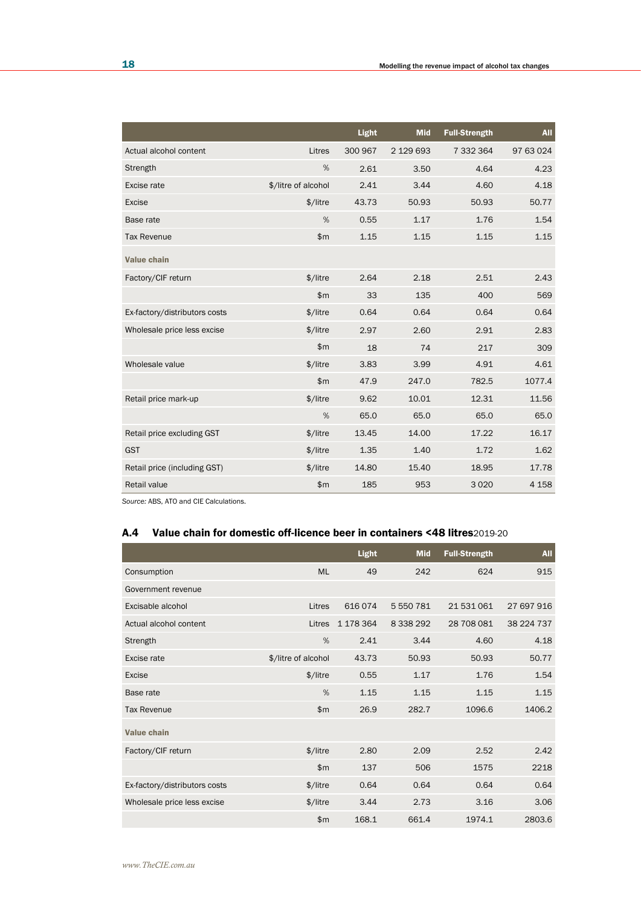| | | Light | Mid | Full-Strength | All |
|---|---|---|---|---|---|
| Actual alcohol content | Litres | 300 967 | 2 129 693 | 7 332 364 | 97 63 024 |
| Strength | % | 2.61 | 3.50 | 4.64 | 4.23 |
| Excise rate | $/litre of alcohol | 2.41 | 3.44 | 4.60 | 4.18 |
| Excise | $/litre | 43.73 | 50.93 | 50.93 | 50.77 |
| Base rate | % | 0.55 | 1.17 | 1.76 | 1.54 |
| Tax Revenue | $m | 1.15 | 1.15 | 1.15 | 1.15 |
| **Value chain** | | | | | |
| Factory/CIF return | $/litre | 2.64 | 2.18 | 2.51 | 2.43 |
| | $m | 33 | 135 | 400 | 569 |
| Ex-factory/distributors costs | $/litre | 0.64 | 0.64 | 0.64 | 0.64 |
| Wholesale price less excise | $/litre | 2.97 | 2.60 | 2.91 | 2.83 |
| | $m | 18 | 74 | 217 | 309 |
| Wholesale value | $/litre | 3.83 | 3.99 | 4.91 | 4.61 |
| | $m | 47.9 | 247.0 | 782.5 | 1077.4 |
| Retail price mark-up | $/litre | 9.62 | 10.01 | 12.31 | 11.56 |
| | % | 65.0 | 65.0 | 65.0 | 65.0 |
| Retail price excluding GST | $/litre | 13.45 | 14.00 | 17.22 | 16.17 |
| GST | $/litre | 1.35 | 1.40 | 1.72 | 1.62 |
| Retail price (including GST) | $/litre | 14.80 | 15.40 | 18.95 | 17.78 |
| Retail value | $m | 185 | 953 | 3 020 | 4 158 |

*Source:* ABS, ATO and CIE Calculations.

### A.4 Value chain for domestic off-licence beer in containers <48 litres 2019-20

| | | Light | Mid | Full-Strength | All |
|---|---|---|---|---|---|
| Consumption | ML | 49 | 242 | 624 | 915 |
| Government revenue | | | | | |
| Excisable alcohol | Litres | 616 074 | 5 550 781 | 21 531 061 | 27 697 916 |
| Actual alcohol content | Litres | 1 178 364 | 8 338 292 | 28 708 081 | 38 224 737 |
| Strength | % | 2.41 | 3.44 | 4.60 | 4.18 |
| Excise rate | $/litre of alcohol | 43.73 | 50.93 | 50.93 | 50.77 |
| Excise | $/litre | 0.55 | 1.17 | 1.76 | 1.54 |
| Base rate | % | 1.15 | 1.15 | 1.15 | 1.15 |
| Tax Revenue | $m | 26.9 | 282.7 | 1096.6 | 1406.2 |
| **Value chain** | | | | | |
| Factory/CIF return | $/litre | 2.80 | 2.09 | 2.52 | 2.42 |
| | $m | 137 | 506 | 1575 | 2218 |
| Ex-factory/distributors costs | $/litre | 0.64 | 0.64 | 0.64 | 0.64 |
| Wholesale price less excise | $/litre | 3.44 | 2.73 | 3.16 | 3.06 |
| | $m | 168.1 | 661.4 | 1974.1 | 2803.6 |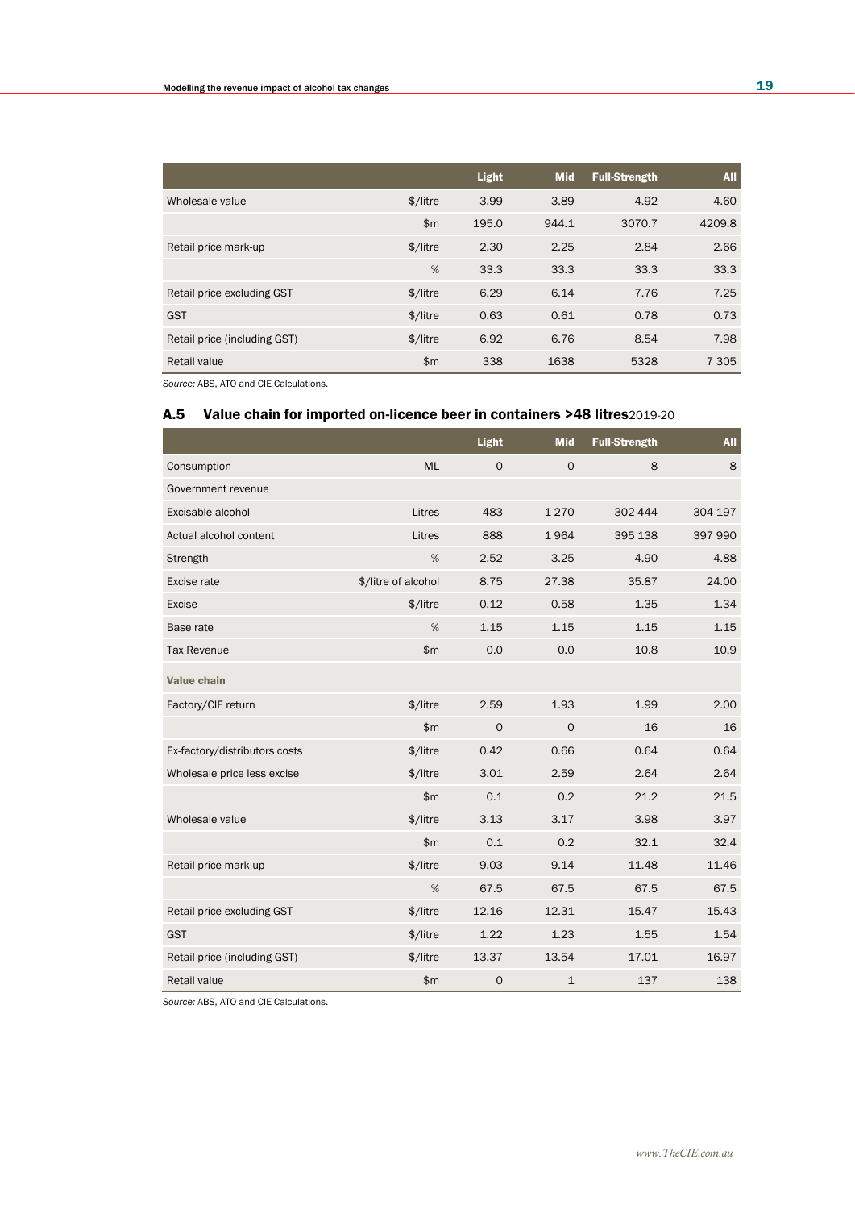| | | Light | Mid | Full-Strength | All |
|---|---|---|---|---|---|
| Wholesale value | $/litre | 3.99 | 3.89 | 4.92 | 4.60 |
| | $m | 195.0 | 944.1 | 3070.7 | 4209.8 |
| Retail price mark-up | $/litre | 2.30 | 2.25 | 2.84 | 2.66 |
| | % | 33.3 | 33.3 | 33.3 | 33.3 |
| Retail price excluding GST | $/litre | 6.29 | 6.14 | 7.76 | 7.25 |
| GST | $/litre | 0.63 | 0.61 | 0.78 | 0.73 |
| Retail price (including GST) | $/litre | 6.92 | 6.76 | 8.54 | 7.98 |
| Retail value | $m | 338 | 1638 | 5328 | 7 305 |

*Source:* ABS, ATO and CIE Calculations.

### A.5 Value chain for imported on-licence beer in containers >48 litres 2019-20

| | | Light | Mid | Full-Strength | All |
|---|---|---|---|---|---|
| Consumption | ML | 0 | 0 | 8 | 8 |
| Government revenue | | | | | |
| Excisable alcohol | Litres | 483 | 1 270 | 302 444 | 304 197 |
| Actual alcohol content | Litres | 888 | 1 964 | 395 138 | 397 990 |
| Strength | % | 2.52 | 3.25 | 4.90 | 4.88 |
| Excise rate | $/litre of alcohol | 8.75 | 27.38 | 35.87 | 24.00 |
| Excise | $/litre | 0.12 | 0.58 | 1.35 | 1.34 |
| Base rate | % | 1.15 | 1.15 | 1.15 | 1.15 |
| Tax Revenue | $m | 0.0 | 0.0 | 10.8 | 10.9 |
| **Value chain** | | | | | |
| Factory/CIF return | $/litre | 2.59 | 1.93 | 1.99 | 2.00 |
| | $m | 0 | 0 | 16 | 16 |
| Ex-factory/distributors costs | $/litre | 0.42 | 0.66 | 0.64 | 0.64 |
| Wholesale price less excise | $/litre | 3.01 | 2.59 | 2.64 | 2.64 |
| | $m | 0.1 | 0.2 | 21.2 | 21.5 |
| Wholesale value | $/litre | 3.13 | 3.17 | 3.98 | 3.97 |
| | $m | 0.1 | 0.2 | 32.1 | 32.4 |
| Retail price mark-up | $/litre | 9.03 | 9.14 | 11.48 | 11.46 |
| | % | 67.5 | 67.5 | 67.5 | 67.5 |
| Retail price excluding GST | $/litre | 12.16 | 12.31 | 15.47 | 15.43 |
| GST | $/litre | 1.22 | 1.23 | 1.55 | 1.54 |
| Retail price (including GST) | $/litre | 13.37 | 13.54 | 17.01 | 16.97 |
| Retail value | $m | 0 | 1 | 137 | 138 |

*Source:* ABS, ATO and CIE Calculations.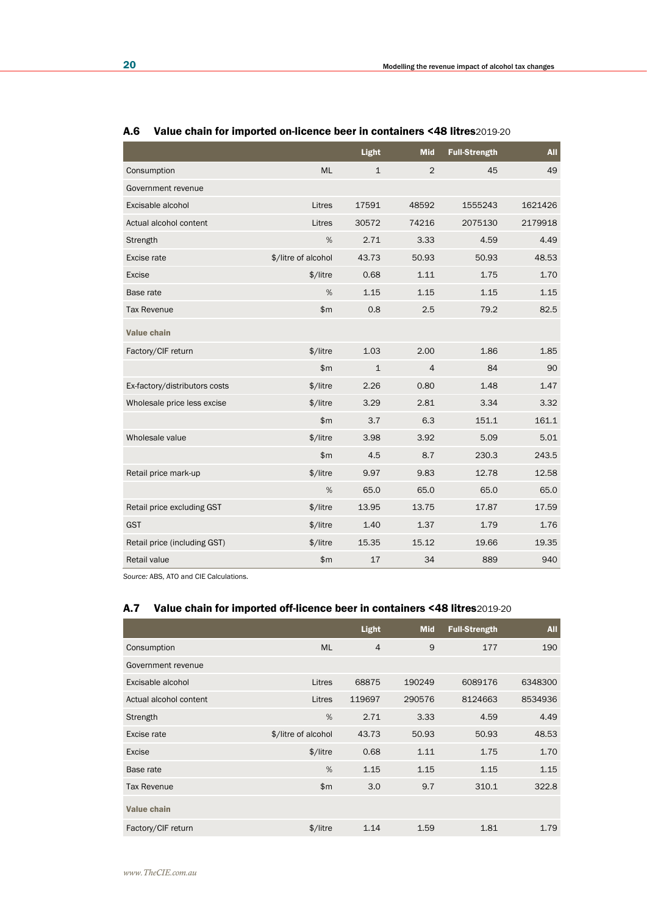## A.6 Value chain for imported on-licence beer in containers <48 litres 2019-20

| | | Light | Mid | Full-Strength | All |
|---|---|---|---|---|---|
| Consumption | ML | 1 | 2 | 45 | 49 |
| Government revenue | | | | | |
| Excisable alcohol | Litres | 17591 | 48592 | 1555243 | 1621426 |
| Actual alcohol content | Litres | 30572 | 74216 | 2075130 | 2179918 |
| Strength | % | 2.71 | 3.33 | 4.59 | 4.49 |
| Excise rate | $/litre of alcohol | 43.73 | 50.93 | 50.93 | 48.53 |
| Excise | $/litre | 0.68 | 1.11 | 1.75 | 1.70 |
| Base rate | % | 1.15 | 1.15 | 1.15 | 1.15 |
| Tax Revenue | $m | 0.8 | 2.5 | 79.2 | 82.5 |
| **Value chain** | | | | | |
| Factory/CIF return | $/litre | 1.03 | 2.00 | 1.86 | 1.85 |
| | $m | 1 | 4 | 84 | 90 |
| Ex-factory/distributors costs | $/litre | 2.26 | 0.80 | 1.48 | 1.47 |
| Wholesale price less excise | $/litre | 3.29 | 2.81 | 3.34 | 3.32 |
| | $m | 3.7 | 6.3 | 151.1 | 161.1 |
| Wholesale value | $/litre | 3.98 | 3.92 | 5.09 | 5.01 |
| | $m | 4.5 | 8.7 | 230.3 | 243.5 |
| Retail price mark-up | $/litre | 9.97 | 9.83 | 12.78 | 12.58 |
| | % | 65.0 | 65.0 | 65.0 | 65.0 |
| Retail price excluding GST | $/litre | 13.95 | 13.75 | 17.87 | 17.59 |
| GST | $/litre | 1.40 | 1.37 | 1.79 | 1.76 |
| Retail price (including GST) | $/litre | 15.35 | 15.12 | 19.66 | 19.35 |
| Retail value | $m | 17 | 34 | 889 | 940 |

*Source:* ABS, ATO and CIE Calculations.

## A.7 Value chain for imported off-licence beer in containers <48 litres 2019-20

| | | Light | Mid | Full-Strength | All |
|---|---|---|---|---|---|
| Consumption | ML | 4 | 9 | 177 | 190 |
| Government revenue | | | | | |
| Excisable alcohol | Litres | 68875 | 190249 | 6089176 | 6348300 |
| Actual alcohol content | Litres | 119697 | 290576 | 8124663 | 8534936 |
| Strength | % | 2.71 | 3.33 | 4.59 | 4.49 |
| Excise rate | $/litre of alcohol | 43.73 | 50.93 | 50.93 | 48.53 |
| Excise | $/litre | 0.68 | 1.11 | 1.75 | 1.70 |
| Base rate | % | 1.15 | 1.15 | 1.15 | 1.15 |
| Tax Revenue | $m | 3.0 | 9.7 | 310.1 | 322.8 |
| **Value chain** | | | | | |
| Factory/CIF return | $/litre | 1.14 | 1.59 | 1.81 | 1.79 |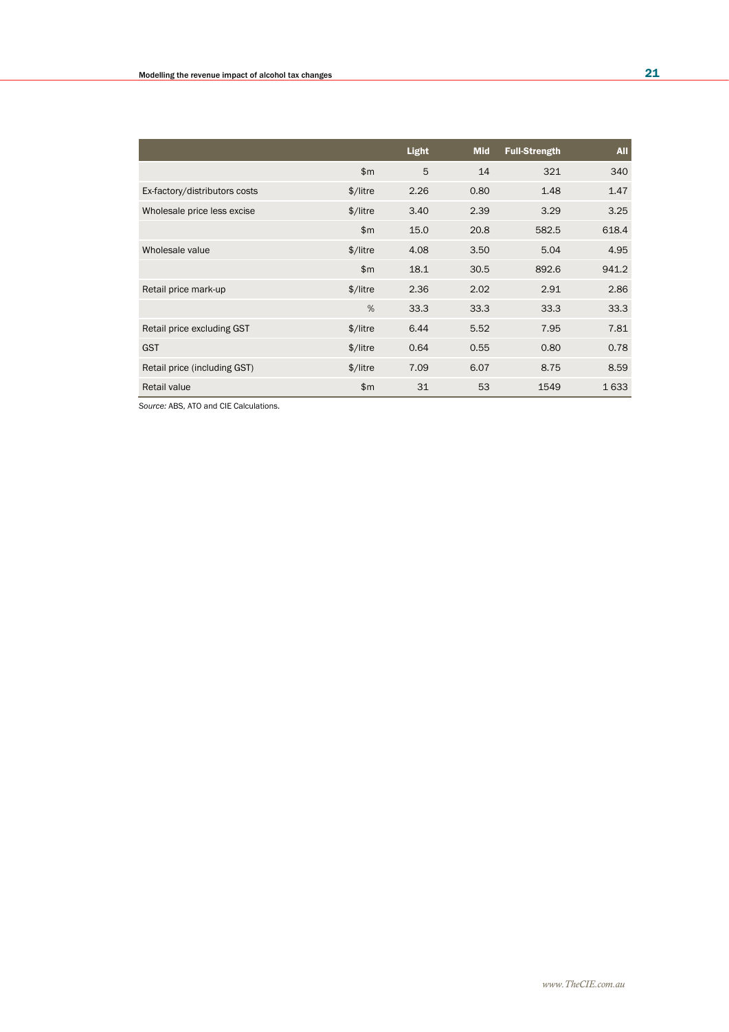| | | Light | Mid | Full-Strength | All |
|---|---|---|---|---|---|
| | $m | 5 | 14 | 321 | 340 |
| Ex-factory/distributors costs | $/litre | 2.26 | 0.80 | 1.48 | 1.47 |
| Wholesale price less excise | $/litre | 3.40 | 2.39 | 3.29 | 3.25 |
| | $m | 15.0 | 20.8 | 582.5 | 618.4 |
| Wholesale value | $/litre | 4.08 | 3.50 | 5.04 | 4.95 |
| | $m | 18.1 | 30.5 | 892.6 | 941.2 |
| Retail price mark-up | $/litre | 2.36 | 2.02 | 2.91 | 2.86 |
| | % | 33.3 | 33.3 | 33.3 | 33.3 |
| Retail price excluding GST | $/litre | 6.44 | 5.52 | 7.95 | 7.81 |
| GST | $/litre | 0.64 | 0.55 | 0.80 | 0.78 |
| Retail price (including GST) | $/litre | 7.09 | 6.07 | 8.75 | 8.59 |
| Retail value | $m | 31 | 53 | 1549 | 1 633 |

*Source:* ABS, ATO and CIE Calculations.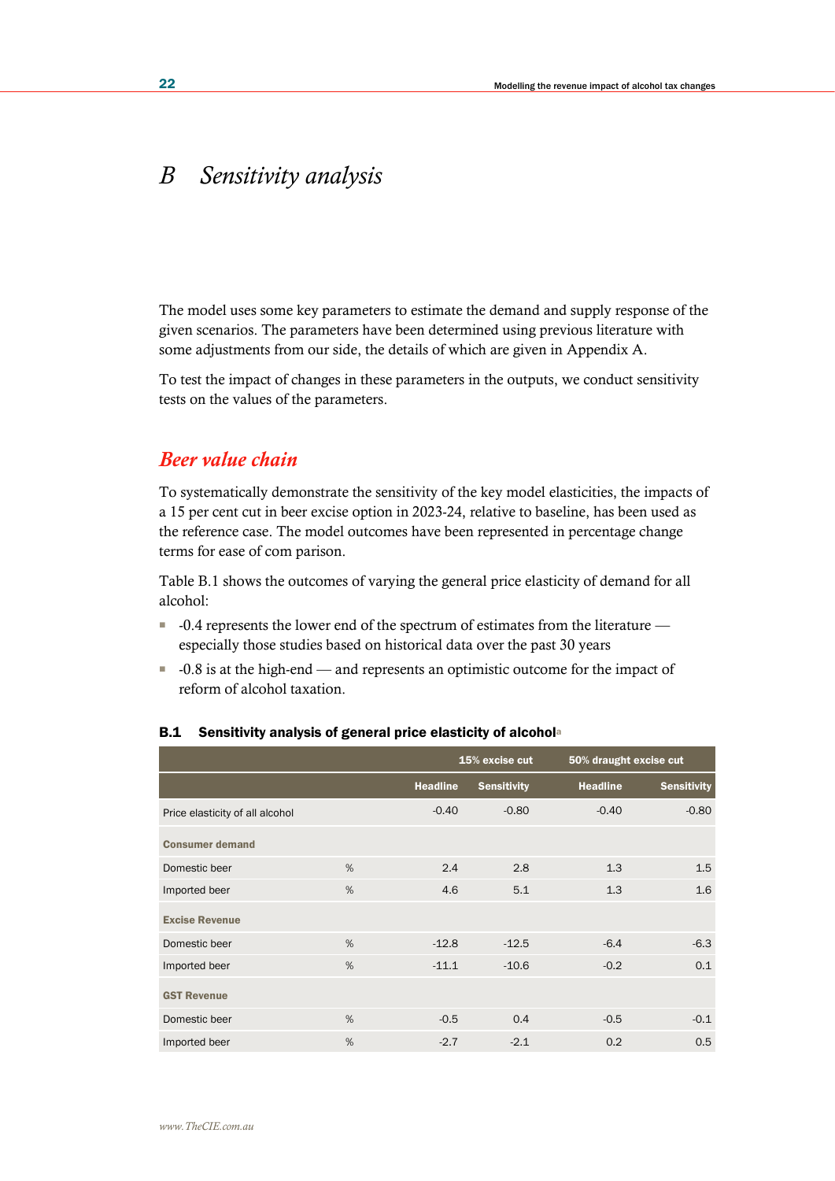᠎# B Sensitivity analysis

The model uses some key parameters to estimate the demand and supply response of the given scenarios. The parameters have been determined using previous literature with some adjustments from our side, the details of which are given in Appendix A.

To test the impact of changes in these parameters in the outputs, we conduct sensitivity tests on the values of the parameters.

## Beer value chain

To systematically demonstrate the sensitivity of the key model elasticities, the impacts of a 15 per cent cut in beer excise option in 2023-24, relative to baseline, has been used as the reference case. The model outcomes have been represented in percentage change terms for ease of com parison.

Table B.1 shows the outcomes of varying the general price elasticity of demand for all alcohol:

- -0.4 represents the lower end of the spectrum of estimates from the literature — especially those studies based on historical data over the past 30 years
- -0.8 is at the high-end — and represents an optimistic outcome for the impact of reform of alcohol taxation.

**B.1 Sensitivity analysis of general price elasticity of alcohol[a]**

| | | 15% excise cut | | 50% draught excise cut | |
|---|---|---|---|---|---|
| | | Headline | Sensitivity | Headline | Sensitivity |
| Price elasticity of all alcohol | | -0.40 | -0.80 | -0.40 | -0.80 |
| **Consumer demand** | | | | | |
| Domestic beer | % | 2.4 | 2.8 | 1.3 | 1.5 |
| Imported beer | % | 4.6 | 5.1 | 1.3 | 1.6 |
| **Excise Revenue** | | | | | |
| Domestic beer | % | -12.8 | -12.5 | -6.4 | -6.3 |
| Imported beer | % | -11.1 | -10.6 | -0.2 | 0.1 |
| **GST Revenue** | | | | | |
| Domestic beer | % | -0.5 | 0.4 | -0.5 | -0.1 |
| Imported beer | % | -2.7 | -2.1 | 0.2 | 0.5 |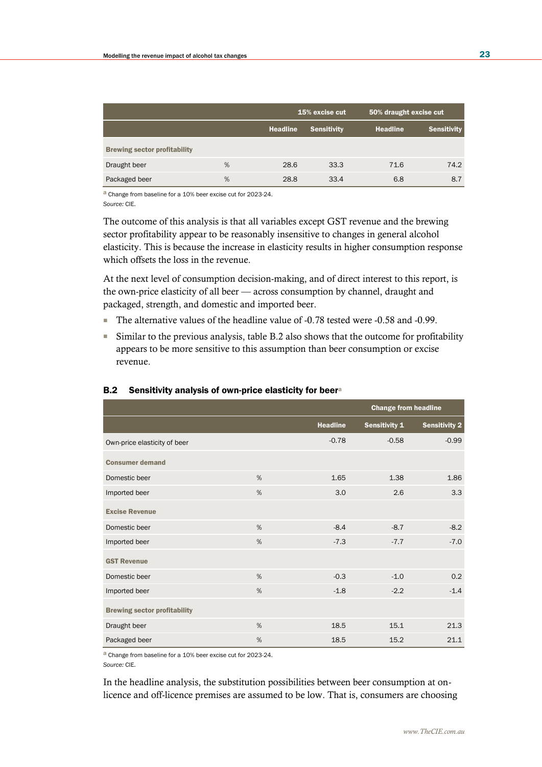| | | 15% excise cut | | 50% draught excise cut | |
|---|---|---|---|---|---|
| | | Headline | Sensitivity | Headline | Sensitivity |
| **Brewing sector profitability** | | | | | |
| Draught beer | % | 28.6 | 33.3 | 71.6 | 74.2 |
| Packaged beer | % | 28.8 | 33.4 | 6.8 | 8.7 |

[a] Change from baseline for a 10% beer excise cut for 2023-24.
*Source:* CIE.

The outcome of this analysis is that all variables except GST revenue and the brewing sector profitability appear to be reasonably insensitive to changes in general alcohol elasticity. This is because the increase in elasticity results in higher consumption response which offsets the loss in the revenue.

At the next level of consumption decision-making, and of direct interest to this report, is the own-price elasticity of all beer — across consumption by channel, draught and packaged, strength, and domestic and imported beer.

- The alternative values of the headline value of -0.78 tested were -0.58 and -0.99.
- Similar to the previous analysis, table B.2 also shows that the outcome for profitability appears to be more sensitive to this assumption than beer consumption or excise revenue.

**B.2 Sensitivity analysis of own-price elasticity for beer[a]**

| | | Change from headline | | |
|---|---|---|---|---|
| | | Headline | Sensitivity 1 | Sensitivity 2 |
| Own-price elasticity of beer | | -0.78 | -0.58 | -0.99 |
| **Consumer demand** | | | | |
| Domestic beer | % | 1.65 | 1.38 | 1.86 |
| Imported beer | % | 3.0 | 2.6 | 3.3 |
| **Excise Revenue** | | | | |
| Domestic beer | % | -8.4 | -8.7 | -8.2 |
| Imported beer | % | -7.3 | -7.7 | -7.0 |
| **GST Revenue** | | | | |
| Domestic beer | % | -0.3 | -1.0 | 0.2 |
| Imported beer | % | -1.8 | -2.2 | -1.4 |
| **Brewing sector profitability** | | | | |
| Draught beer | % | 18.5 | 15.1 | 21.3 |
| Packaged beer | % | 18.5 | 15.2 | 21.1 |

[a] Change from baseline for a 10% beer excise cut for 2023-24.
*Source:* CIE.

In the headline analysis, the substitution possibilities between beer consumption at on-licence and off-licence premises are assumed to be low. That is, consumers are choosing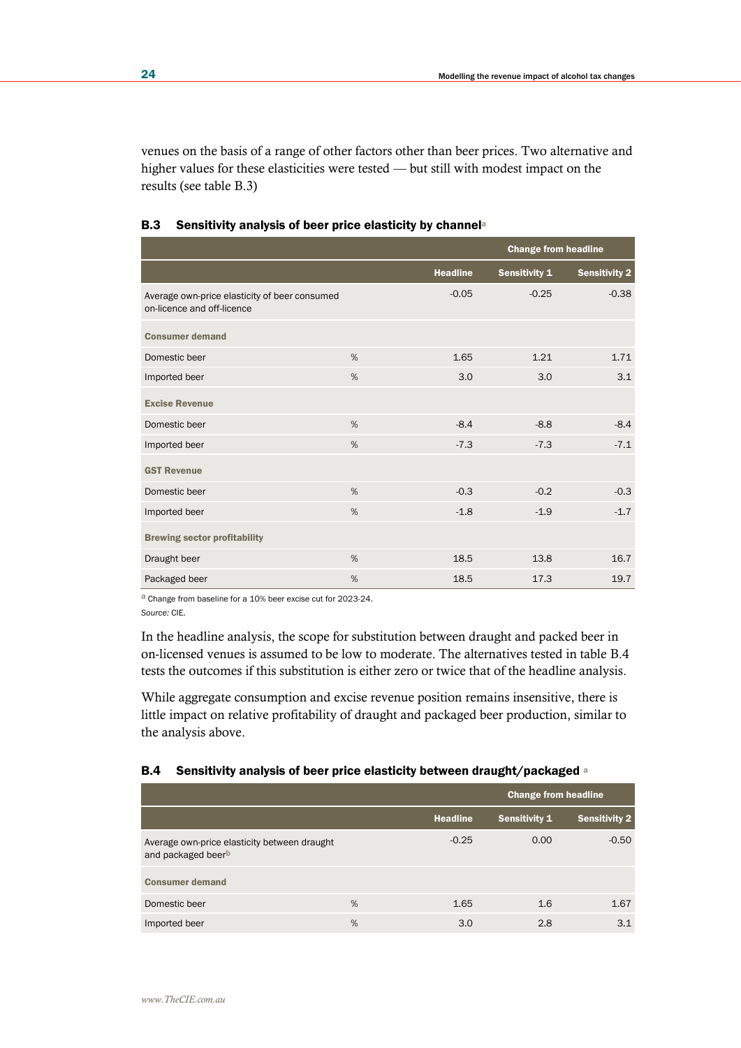venues on the basis of a range of other factors other than beer prices. Two alternative and higher values for these elasticities were tested — but still with modest impact on the results (see table B.3)

### B.3 Sensitivity analysis of beer price elasticity by channel[a]

| | | | Change from headline | |
|---|---|---|---|---|
| | | Headline | Sensitivity 1 | Sensitivity 2 |
| Average own-price elasticity of beer consumed on-licence and off-licence | | -0.05 | -0.25 | -0.38 |
| **Consumer demand** | | | | |
| Domestic beer | % | 1.65 | 1.21 | 1.71 |
| Imported beer | % | 3.0 | 3.0 | 3.1 |
| **Excise Revenue** | | | | |
| Domestic beer | % | -8.4 | -8.8 | -8.4 |
| Imported beer | % | -7.3 | -7.3 | -7.1 |
| **GST Revenue** | | | | |
| Domestic beer | % | -0.3 | -0.2 | -0.3 |
| Imported beer | % | -1.8 | -1.9 | -1.7 |
| **Brewing sector profitability** | | | | |
| Draught beer | % | 18.5 | 13.8 | 16.7 |
| Packaged beer | % | 18.5 | 17.3 | 19.7 |

[a] Change from baseline for a 10% beer excise cut for 2023-24.

*Source:* CIE.

In the headline analysis, the scope for substitution between draught and packed beer in on-licensed venues is assumed to be low to moderate. The alternatives tested in table B.4 tests the outcomes if this substitution is either zero or twice that of the headline analysis.

While aggregate consumption and excise revenue position remains insensitive, there is little impact on relative profitability of draught and packaged beer production, similar to the analysis above.

### B.4 Sensitivity analysis of beer price elasticity between draught/packaged [a]

| | | | Change from headline | |
|---|---|---|---|---|
| | | Headline | Sensitivity 1 | Sensitivity 2 |
| Average own-price elasticity between draught and packaged beer[b] | | -0.25 | 0.00 | -0.50 |
| **Consumer demand** | | | | |
| Domestic beer | % | 1.65 | 1.6 | 1.67 |
| Imported beer | % | 3.0 | 2.8 | 3.1 |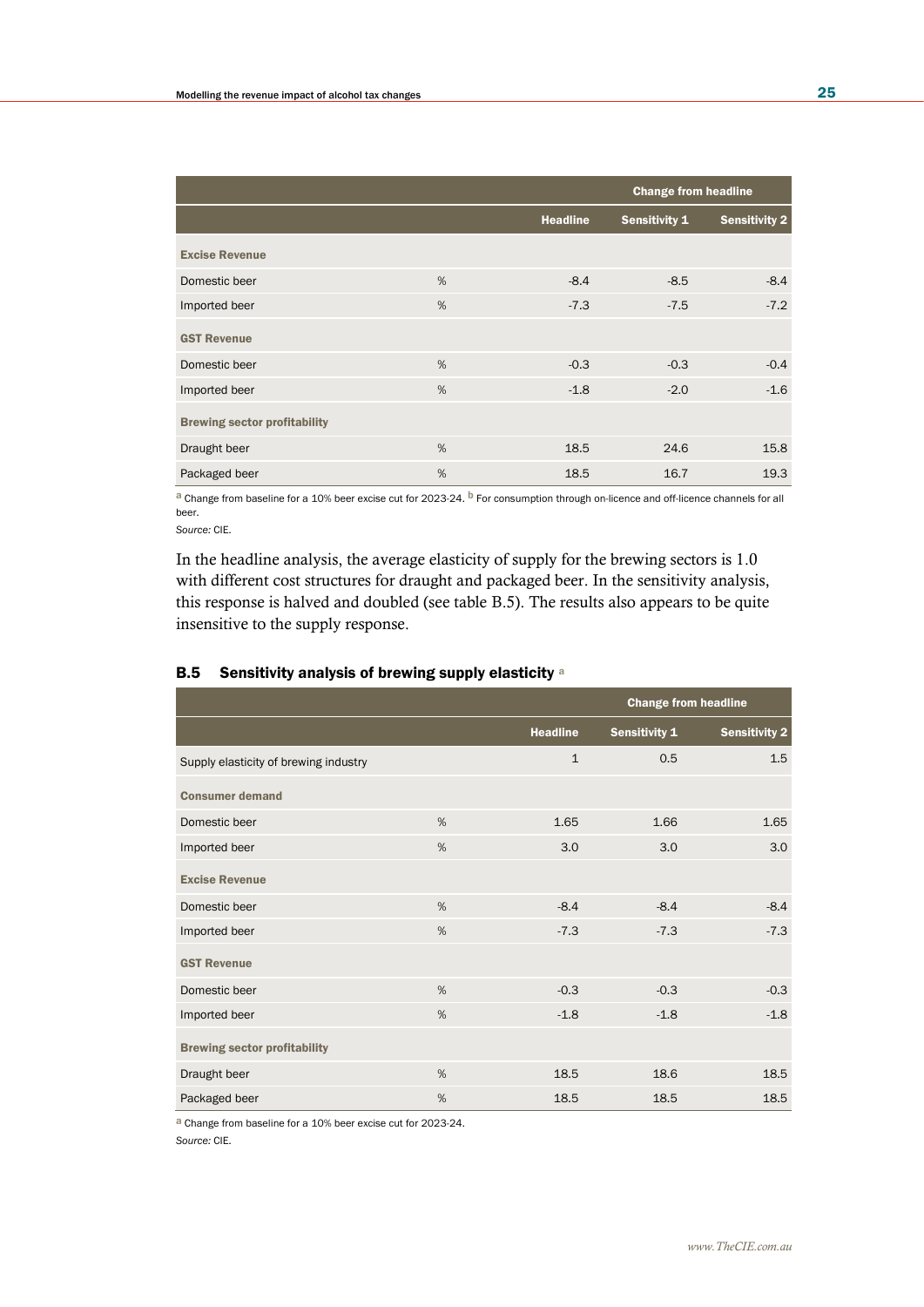| | | | Change from headline | |
|---|---|---|---|---|
| | | Headline | Sensitivity 1 | Sensitivity 2 |
| **Excise Revenue** | | | | |
| Domestic beer | % | -8.4 | -8.5 | -8.4 |
| Imported beer | % | -7.3 | -7.5 | -7.2 |
| **GST Revenue** | | | | |
| Domestic beer | % | -0.3 | -0.3 | -0.4 |
| Imported beer | % | -1.8 | -2.0 | -1.6 |
| **Brewing sector profitability** | | | | |
| Draught beer | % | 18.5 | 24.6 | 15.8 |
| Packaged beer | % | 18.5 | 16.7 | 19.3 |

[a] Change from baseline for a 10% beer excise cut for 2023-24. [b] For consumption through on-licence and off-licence channels for all beer.

*Source:* CIE.

In the headline analysis, the average elasticity of supply for the brewing sectors is 1.0 with different cost structures for draught and packaged beer. In the sensitivity analysis, this response is halved and doubled (see table B.5). The results also appears to be quite insensitive to the supply response.

### B.5 Sensitivity analysis of brewing supply elasticity [a]

| | | | Change from headline | |
|---|---|---|---|---|
| | | Headline | Sensitivity 1 | Sensitivity 2 |
| Supply elasticity of brewing industry | | 1 | 0.5 | 1.5 |
| **Consumer demand** | | | | |
| Domestic beer | % | 1.65 | 1.66 | 1.65 |
| Imported beer | % | 3.0 | 3.0 | 3.0 |
| **Excise Revenue** | | | | |
| Domestic beer | % | -8.4 | -8.4 | -8.4 |
| Imported beer | % | -7.3 | -7.3 | -7.3 |
| **GST Revenue** | | | | |
| Domestic beer | % | -0.3 | -0.3 | -0.3 |
| Imported beer | % | -1.8 | -1.8 | -1.8 |
| **Brewing sector profitability** | | | | |
| Draught beer | % | 18.5 | 18.6 | 18.5 |
| Packaged beer | % | 18.5 | 18.5 | 18.5 |

[a] Change from baseline for a 10% beer excise cut for 2023-24.

*Source:* CIE.